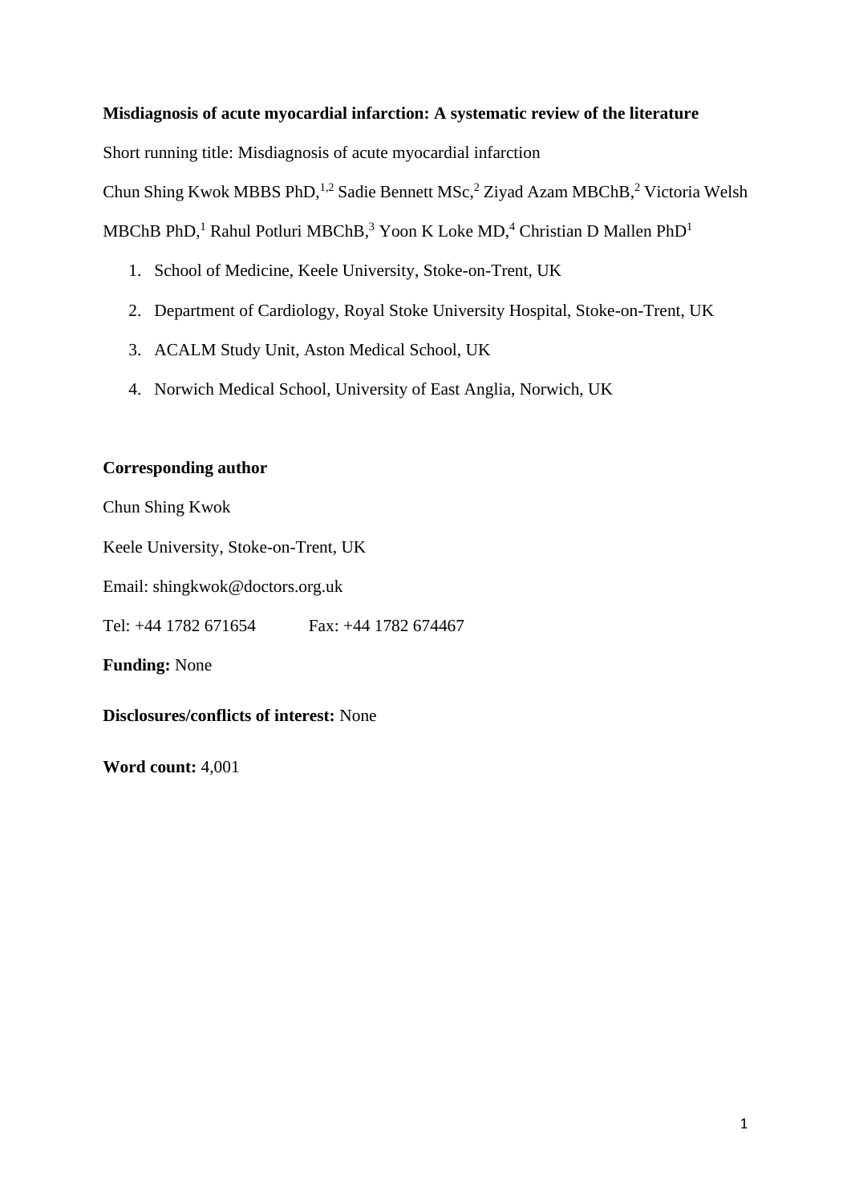**Misdiagnosis of acute myocardial infarction: A systematic review of the literature**

Short running title: Misdiagnosis of acute myocardial infarction

Chun Shing Kwok MBBS PhD,[1,2] Sadie Bennett MSc,[2] Ziyad Azam MBChB,[2] Victoria Welsh MBChB PhD,[1] Rahul Potluri MBChB,[3] Yoon K Loke MD,[4] Christian D Mallen PhD[1]

1. School of Medicine, Keele University, Stoke-on-Trent, UK
2. Department of Cardiology, Royal Stoke University Hospital, Stoke-on-Trent, UK
3. ACALM Study Unit, Aston Medical School, UK
4. Norwich Medical School, University of East Anglia, Norwich, UK

**Corresponding author**

Chun Shing Kwok

Keele University, Stoke-on-Trent, UK

Email: shingkwok@doctors.org.uk

Tel: +44 1782 671654 Fax: +44 1782 674467

**Funding:** None

**Disclosures/conflicts of interest:** None

**Word count:** 4,001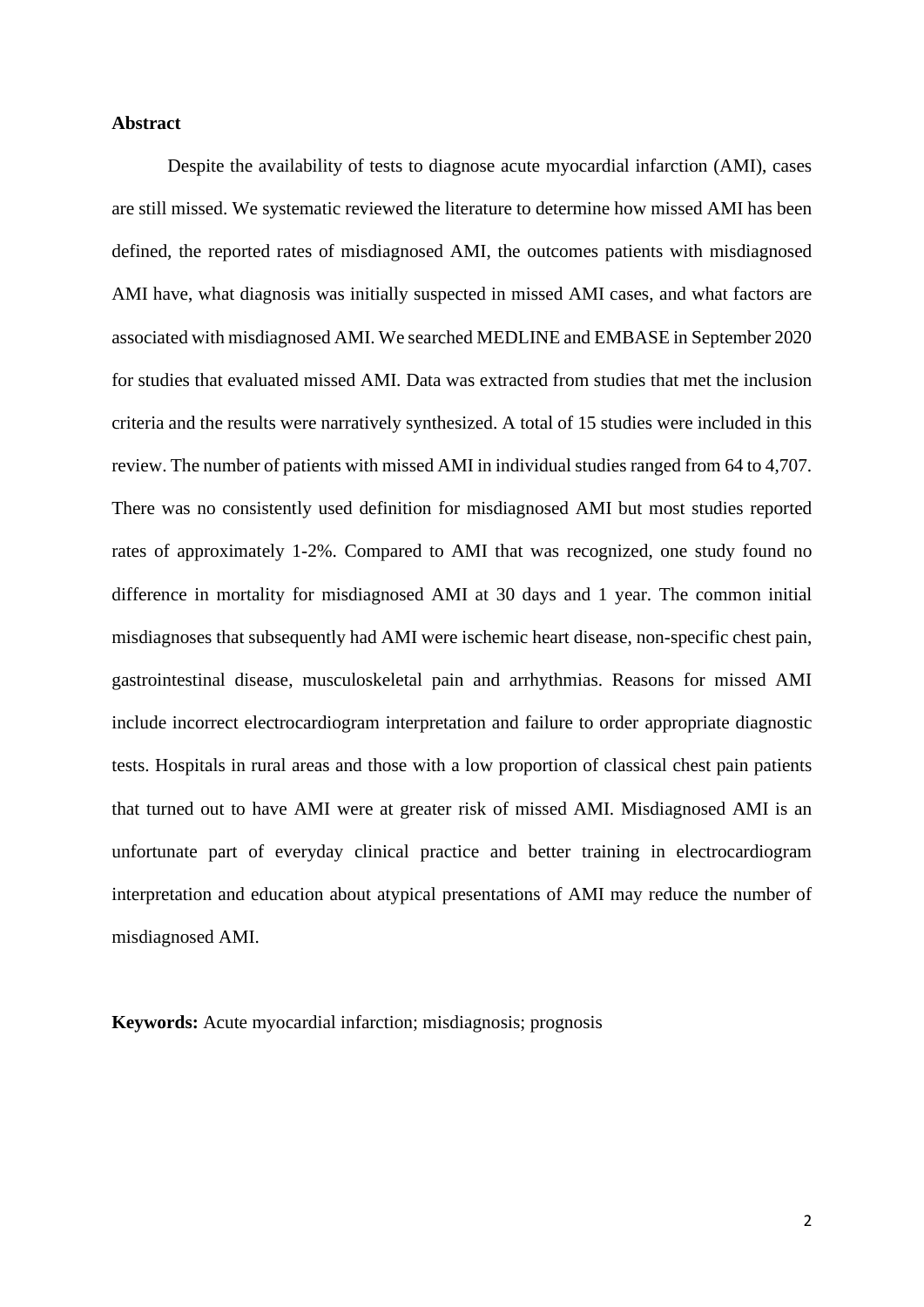**Abstract**

Despite the availability of tests to diagnose acute myocardial infarction (AMI), cases are still missed. We systematic reviewed the literature to determine how missed AMI has been defined, the reported rates of misdiagnosed AMI, the outcomes patients with misdiagnosed AMI have, what diagnosis was initially suspected in missed AMI cases, and what factors are associated with misdiagnosed AMI. We searched MEDLINE and EMBASE in September 2020 for studies that evaluated missed AMI. Data was extracted from studies that met the inclusion criteria and the results were narratively synthesized. A total of 15 studies were included in this review. The number of patients with missed AMI in individual studies ranged from 64 to 4,707. There was no consistently used definition for misdiagnosed AMI but most studies reported rates of approximately 1-2%. Compared to AMI that was recognized, one study found no difference in mortality for misdiagnosed AMI at 30 days and 1 year. The common initial misdiagnoses that subsequently had AMI were ischemic heart disease, non-specific chest pain, gastrointestinal disease, musculoskeletal pain and arrhythmias. Reasons for missed AMI include incorrect electrocardiogram interpretation and failure to order appropriate diagnostic tests. Hospitals in rural areas and those with a low proportion of classical chest pain patients that turned out to have AMI were at greater risk of missed AMI. Misdiagnosed AMI is an unfortunate part of everyday clinical practice and better training in electrocardiogram interpretation and education about atypical presentations of AMI may reduce the number of misdiagnosed AMI.

**Keywords:** Acute myocardial infarction; misdiagnosis; prognosis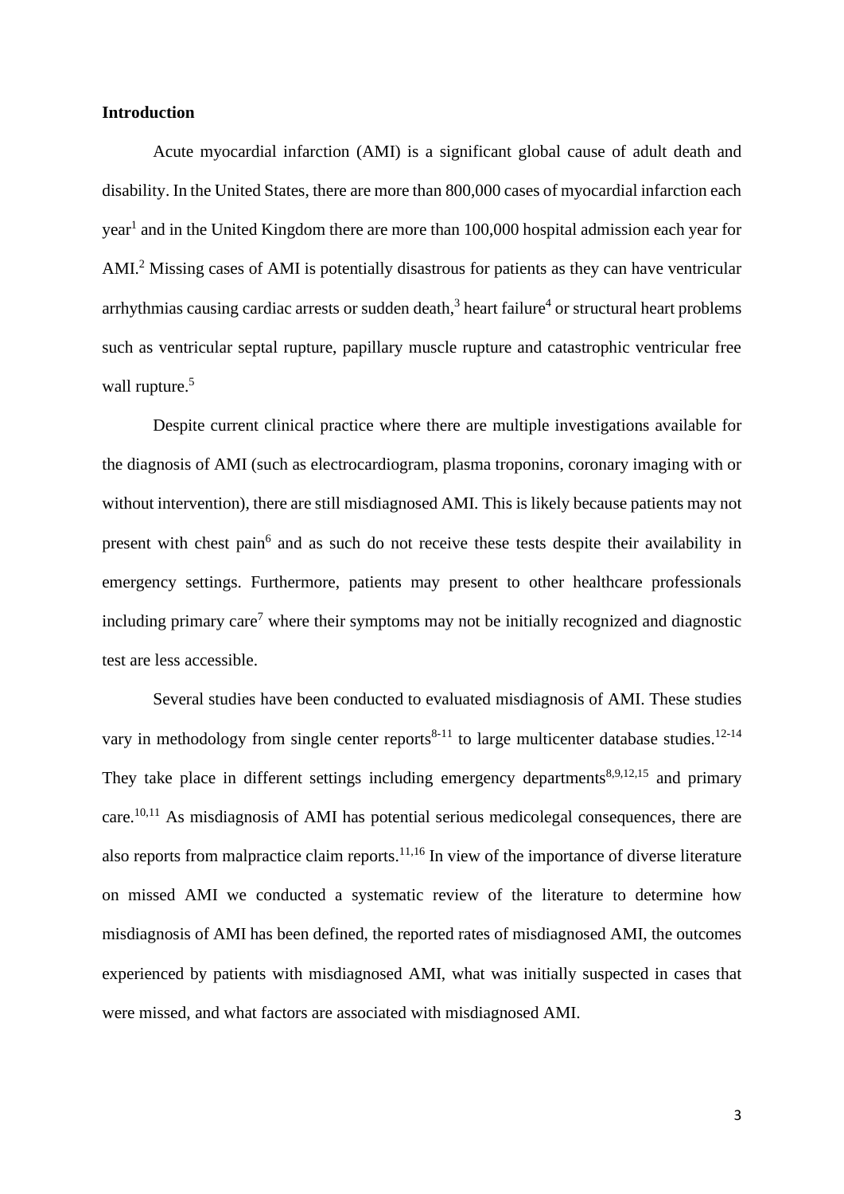## Introduction

Acute myocardial infarction (AMI) is a significant global cause of adult death and disability. In the United States, there are more than 800,000 cases of myocardial infarction each year[1] and in the United Kingdom there are more than 100,000 hospital admission each year for AMI.[2] Missing cases of AMI is potentially disastrous for patients as they can have ventricular arrhythmias causing cardiac arrests or sudden death,[3] heart failure[4] or structural heart problems such as ventricular septal rupture, papillary muscle rupture and catastrophic ventricular free wall rupture.[5]

Despite current clinical practice where there are multiple investigations available for the diagnosis of AMI (such as electrocardiogram, plasma troponins, coronary imaging with or without intervention), there are still misdiagnosed AMI. This is likely because patients may not present with chest pain[6] and as such do not receive these tests despite their availability in emergency settings. Furthermore, patients may present to other healthcare professionals including primary care[7] where their symptoms may not be initially recognized and diagnostic test are less accessible.

Several studies have been conducted to evaluated misdiagnosis of AMI. These studies vary in methodology from single center reports[8-11] to large multicenter database studies.[12-14] They take place in different settings including emergency departments[8,9,12,15] and primary care.[10,11] As misdiagnosis of AMI has potential serious medicolegal consequences, there are also reports from malpractice claim reports.[11,16] In view of the importance of diverse literature on missed AMI we conducted a systematic review of the literature to determine how misdiagnosis of AMI has been defined, the reported rates of misdiagnosed AMI, the outcomes experienced by patients with misdiagnosed AMI, what was initially suspected in cases that were missed, and what factors are associated with misdiagnosed AMI.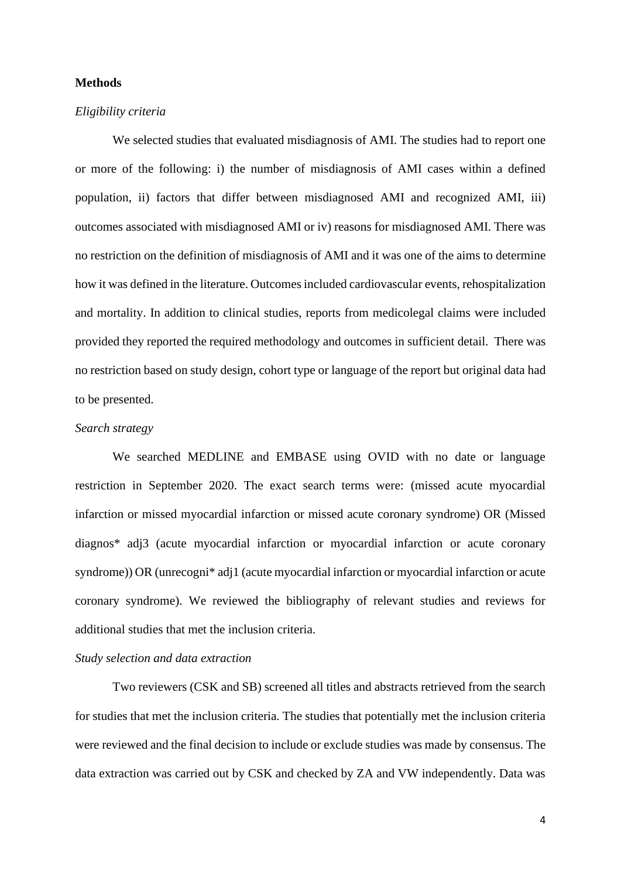## Methods

### *Eligibility criteria*

We selected studies that evaluated misdiagnosis of AMI. The studies had to report one or more of the following: i) the number of misdiagnosis of AMI cases within a defined population, ii) factors that differ between misdiagnosed AMI and recognized AMI, iii) outcomes associated with misdiagnosed AMI or iv) reasons for misdiagnosed AMI. There was no restriction on the definition of misdiagnosis of AMI and it was one of the aims to determine how it was defined in the literature. Outcomes included cardiovascular events, rehospitalization and mortality. In addition to clinical studies, reports from medicolegal claims were included provided they reported the required methodology and outcomes in sufficient detail. There was no restriction based on study design, cohort type or language of the report but original data had to be presented.

### *Search strategy*

We searched MEDLINE and EMBASE using OVID with no date or language restriction in September 2020. The exact search terms were: (missed acute myocardial infarction or missed myocardial infarction or missed acute coronary syndrome) OR (Missed diagnos* adj3 (acute myocardial infarction or myocardial infarction or acute coronary syndrome)) OR (unrecogni* adj1 (acute myocardial infarction or myocardial infarction or acute coronary syndrome). We reviewed the bibliography of relevant studies and reviews for additional studies that met the inclusion criteria.

### *Study selection and data extraction*

Two reviewers (CSK and SB) screened all titles and abstracts retrieved from the search for studies that met the inclusion criteria. The studies that potentially met the inclusion criteria were reviewed and the final decision to include or exclude studies was made by consensus. The data extraction was carried out by CSK and checked by ZA and VW independently. Data was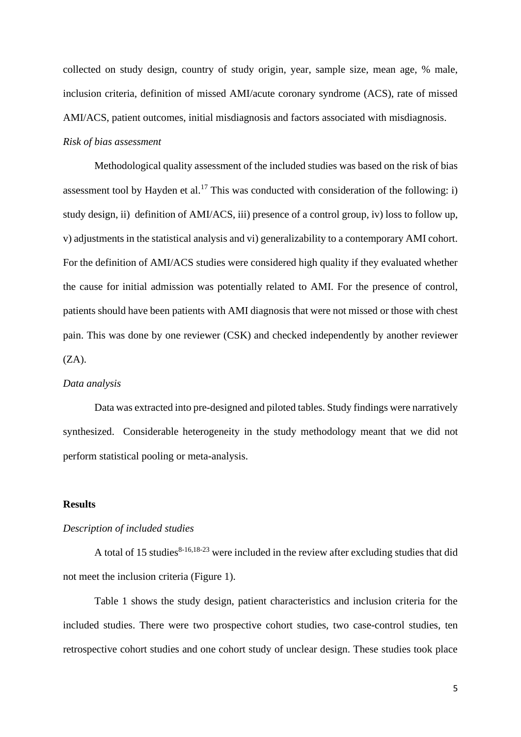collected on study design, country of study origin, year, sample size, mean age, % male, inclusion criteria, definition of missed AMI/acute coronary syndrome (ACS), rate of missed AMI/ACS, patient outcomes, initial misdiagnosis and factors associated with misdiagnosis.

*Risk of bias assessment*

Methodological quality assessment of the included studies was based on the risk of bias assessment tool by Hayden et al.[17] This was conducted with consideration of the following: i) study design, ii) definition of AMI/ACS, iii) presence of a control group, iv) loss to follow up, v) adjustments in the statistical analysis and vi) generalizability to a contemporary AMI cohort. For the definition of AMI/ACS studies were considered high quality if they evaluated whether the cause for initial admission was potentially related to AMI. For the presence of control, patients should have been patients with AMI diagnosis that were not missed or those with chest pain. This was done by one reviewer (CSK) and checked independently by another reviewer (ZA).

*Data analysis*

Data was extracted into pre-designed and piloted tables. Study findings were narratively synthesized. Considerable heterogeneity in the study methodology meant that we did not perform statistical pooling or meta-analysis.

## Results

*Description of included studies*

A total of 15 studies[8-16,18-23] were included in the review after excluding studies that did not meet the inclusion criteria (Figure 1).

Table 1 shows the study design, patient characteristics and inclusion criteria for the included studies. There were two prospective cohort studies, two case-control studies, ten retrospective cohort studies and one cohort study of unclear design. These studies took place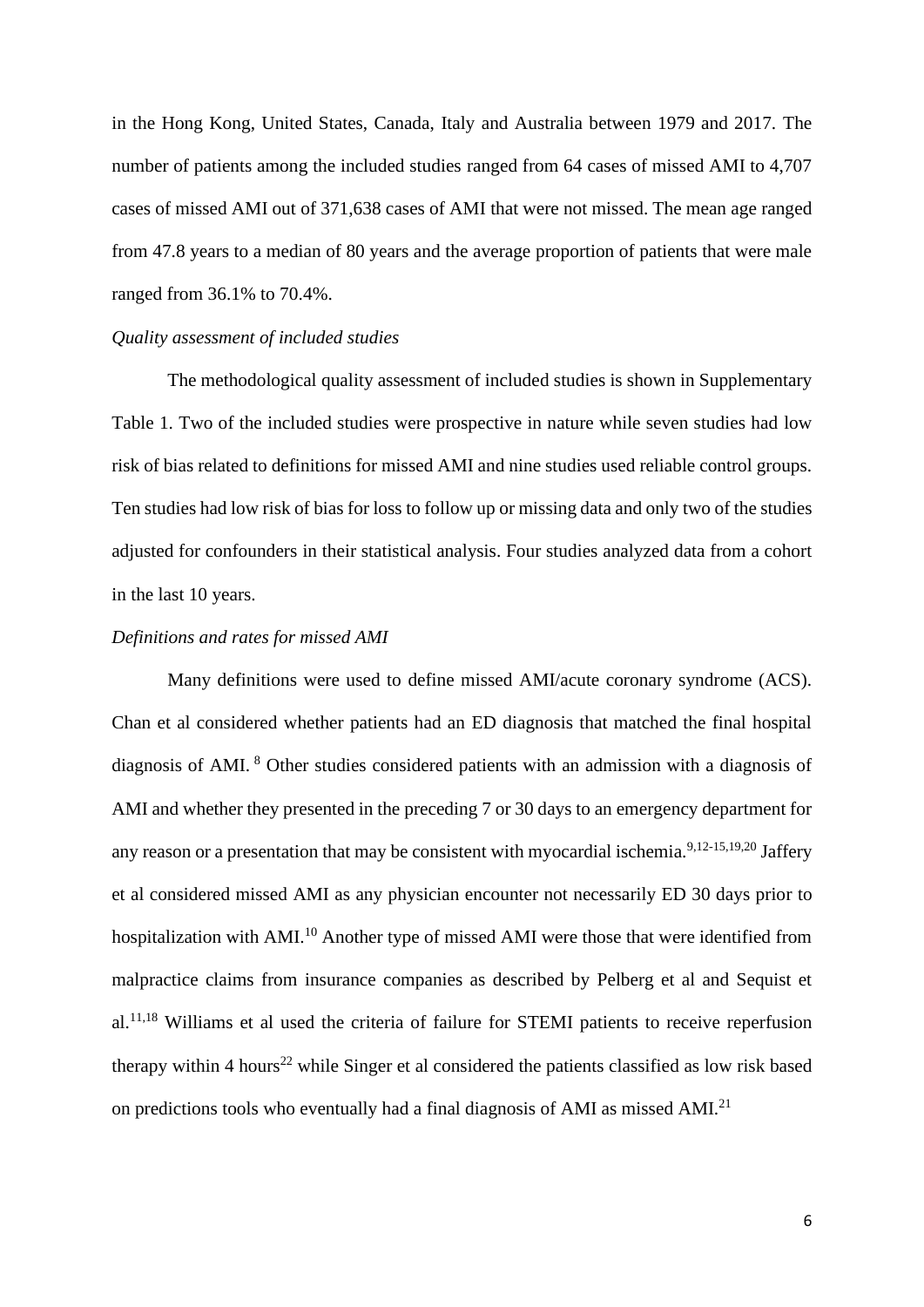in the Hong Kong, United States, Canada, Italy and Australia between 1979 and 2017. The number of patients among the included studies ranged from 64 cases of missed AMI to 4,707 cases of missed AMI out of 371,638 cases of AMI that were not missed. The mean age ranged from 47.8 years to a median of 80 years and the average proportion of patients that were male ranged from 36.1% to 70.4%.

*Quality assessment of included studies*

The methodological quality assessment of included studies is shown in Supplementary Table 1. Two of the included studies were prospective in nature while seven studies had low risk of bias related to definitions for missed AMI and nine studies used reliable control groups. Ten studies had low risk of bias for loss to follow up or missing data and only two of the studies adjusted for confounders in their statistical analysis. Four studies analyzed data from a cohort in the last 10 years.

*Definitions and rates for missed AMI*

Many definitions were used to define missed AMI/acute coronary syndrome (ACS). Chan et al considered whether patients had an ED diagnosis that matched the final hospital diagnosis of AMI. [8] Other studies considered patients with an admission with a diagnosis of AMI and whether they presented in the preceding 7 or 30 days to an emergency department for any reason or a presentation that may be consistent with myocardial ischemia.[9,12-15,19,20] Jaffery et al considered missed AMI as any physician encounter not necessarily ED 30 days prior to hospitalization with AMI.[10] Another type of missed AMI were those that were identified from malpractice claims from insurance companies as described by Pelberg et al and Sequist et al.[11,18] Williams et al used the criteria of failure for STEMI patients to receive reperfusion therapy within 4 hours[22] while Singer et al considered the patients classified as low risk based on predictions tools who eventually had a final diagnosis of AMI as missed AMI.[21]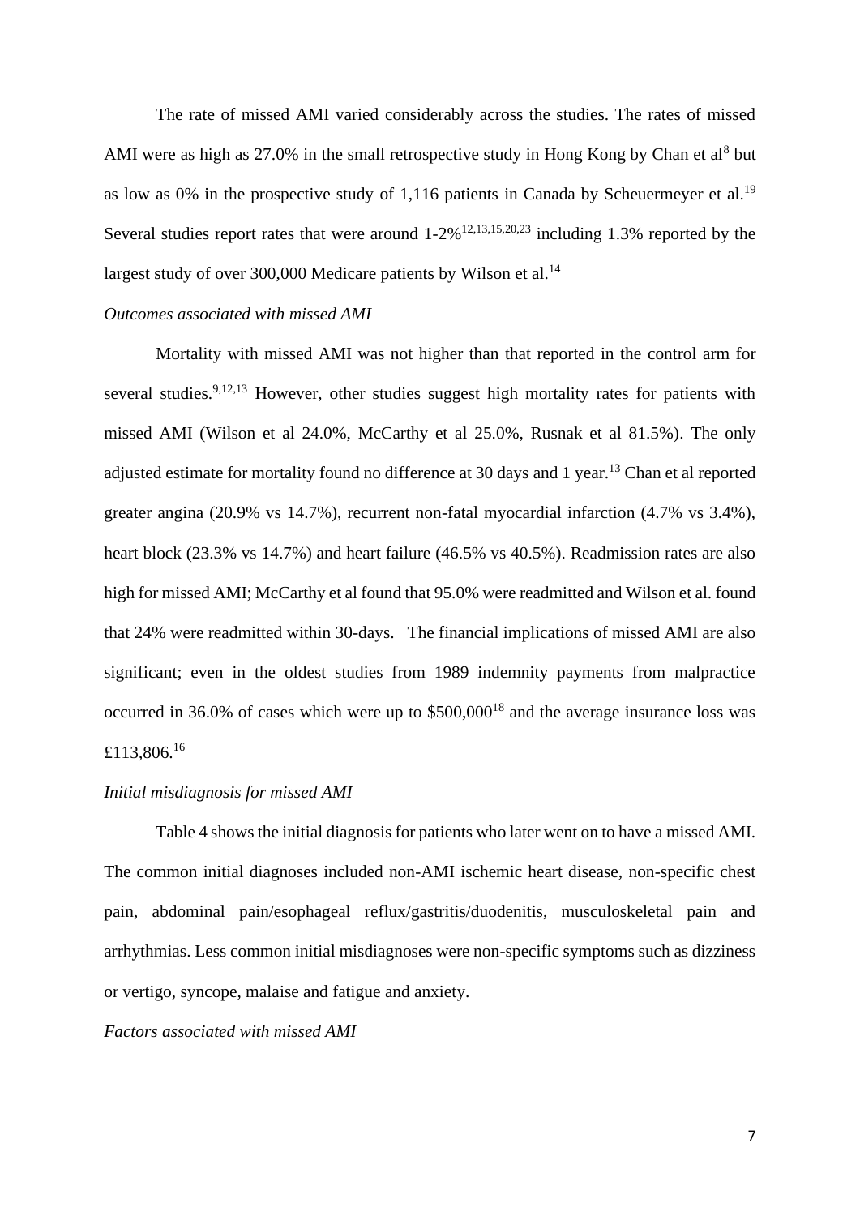The rate of missed AMI varied considerably across the studies. The rates of missed AMI were as high as 27.0% in the small retrospective study in Hong Kong by Chan et al[8] but as low as 0% in the prospective study of 1,116 patients in Canada by Scheuermeyer et al.[19] Several studies report rates that were around 1-2%[12,13,15,20,23] including 1.3% reported by the largest study of over 300,000 Medicare patients by Wilson et al.[14]

*Outcomes associated with missed AMI*

Mortality with missed AMI was not higher than that reported in the control arm for several studies.[9,12,13] However, other studies suggest high mortality rates for patients with missed AMI (Wilson et al 24.0%, McCarthy et al 25.0%, Rusnak et al 81.5%). The only adjusted estimate for mortality found no difference at 30 days and 1 year.[13] Chan et al reported greater angina (20.9% vs 14.7%), recurrent non-fatal myocardial infarction (4.7% vs 3.4%), heart block (23.3% vs 14.7%) and heart failure (46.5% vs 40.5%). Readmission rates are also high for missed AMI; McCarthy et al found that 95.0% were readmitted and Wilson et al. found that 24% were readmitted within 30-days. The financial implications of missed AMI are also significant; even in the oldest studies from 1989 indemnity payments from malpractice occurred in 36.0% of cases which were up to $500,000[18] and the average insurance loss was £113,806.[16]

*Initial misdiagnosis for missed AMI*

Table 4 shows the initial diagnosis for patients who later went on to have a missed AMI. The common initial diagnoses included non-AMI ischemic heart disease, non-specific chest pain, abdominal pain/esophageal reflux/gastritis/duodenitis, musculoskeletal pain and arrhythmias. Less common initial misdiagnoses were non-specific symptoms such as dizziness or vertigo, syncope, malaise and fatigue and anxiety.

*Factors associated with missed AMI*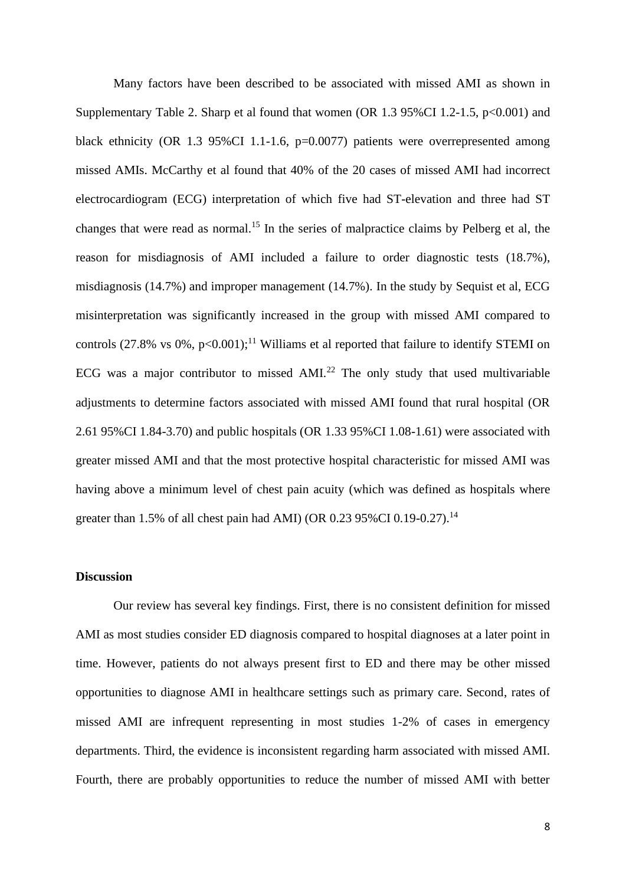Many factors have been described to be associated with missed AMI as shown in Supplementary Table 2. Sharp et al found that women (OR 1.3 95%CI 1.2-1.5, p<0.001) and black ethnicity (OR 1.3 95%CI 1.1-1.6, p=0.0077) patients were overrepresented among missed AMIs. McCarthy et al found that 40% of the 20 cases of missed AMI had incorrect electrocardiogram (ECG) interpretation of which five had ST-elevation and three had ST changes that were read as normal.[15] In the series of malpractice claims by Pelberg et al, the reason for misdiagnosis of AMI included a failure to order diagnostic tests (18.7%), misdiagnosis (14.7%) and improper management (14.7%). In the study by Sequist et al, ECG misinterpretation was significantly increased in the group with missed AMI compared to controls (27.8% vs 0%, p<0.001);[11] Williams et al reported that failure to identify STEMI on ECG was a major contributor to missed AMI.[22] The only study that used multivariable adjustments to determine factors associated with missed AMI found that rural hospital (OR 2.61 95%CI 1.84-3.70) and public hospitals (OR 1.33 95%CI 1.08-1.61) were associated with greater missed AMI and that the most protective hospital characteristic for missed AMI was having above a minimum level of chest pain acuity (which was defined as hospitals where greater than 1.5% of all chest pain had AMI) (OR 0.23 95%CI 0.19-0.27).[14]

## Discussion

Our review has several key findings. First, there is no consistent definition for missed AMI as most studies consider ED diagnosis compared to hospital diagnoses at a later point in time. However, patients do not always present first to ED and there may be other missed opportunities to diagnose AMI in healthcare settings such as primary care. Second, rates of missed AMI are infrequent representing in most studies 1-2% of cases in emergency departments. Third, the evidence is inconsistent regarding harm associated with missed AMI. Fourth, there are probably opportunities to reduce the number of missed AMI with better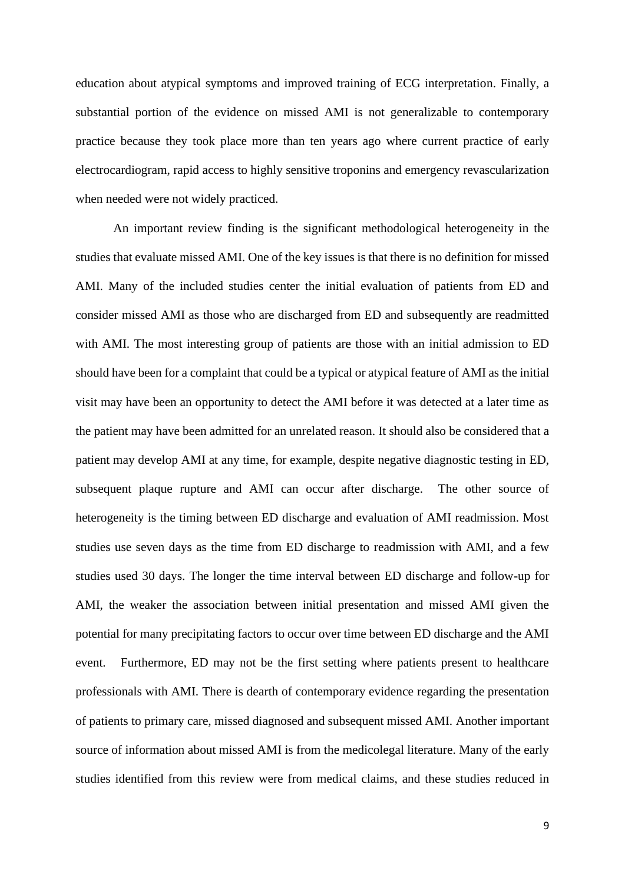education about atypical symptoms and improved training of ECG interpretation. Finally, a substantial portion of the evidence on missed AMI is not generalizable to contemporary practice because they took place more than ten years ago where current practice of early electrocardiogram, rapid access to highly sensitive troponins and emergency revascularization when needed were not widely practiced.

An important review finding is the significant methodological heterogeneity in the studies that evaluate missed AMI. One of the key issues is that there is no definition for missed AMI. Many of the included studies center the initial evaluation of patients from ED and consider missed AMI as those who are discharged from ED and subsequently are readmitted with AMI. The most interesting group of patients are those with an initial admission to ED should have been for a complaint that could be a typical or atypical feature of AMI as the initial visit may have been an opportunity to detect the AMI before it was detected at a later time as the patient may have been admitted for an unrelated reason. It should also be considered that a patient may develop AMI at any time, for example, despite negative diagnostic testing in ED, subsequent plaque rupture and AMI can occur after discharge. The other source of heterogeneity is the timing between ED discharge and evaluation of AMI readmission. Most studies use seven days as the time from ED discharge to readmission with AMI, and a few studies used 30 days. The longer the time interval between ED discharge and follow-up for AMI, the weaker the association between initial presentation and missed AMI given the potential for many precipitating factors to occur over time between ED discharge and the AMI event. Furthermore, ED may not be the first setting where patients present to healthcare professionals with AMI. There is dearth of contemporary evidence regarding the presentation of patients to primary care, missed diagnosed and subsequent missed AMI. Another important source of information about missed AMI is from the medicolegal literature. Many of the early studies identified from this review were from medical claims, and these studies reduced in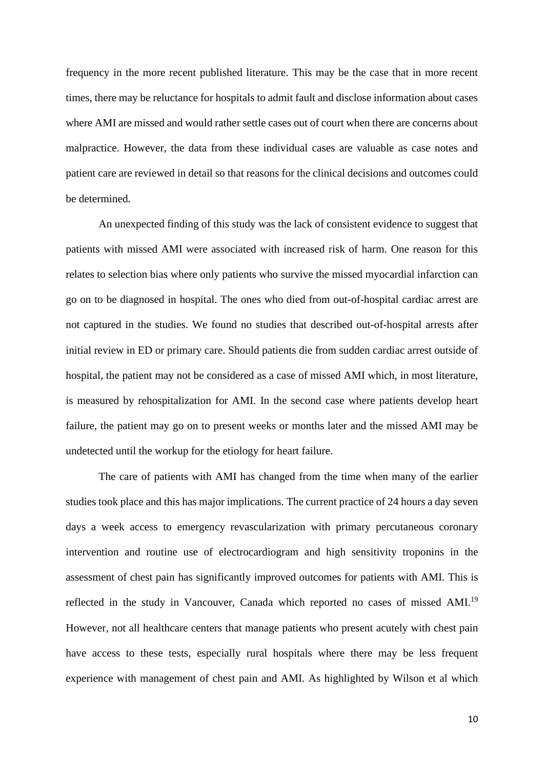frequency in the more recent published literature. This may be the case that in more recent times, there may be reluctance for hospitals to admit fault and disclose information about cases where AMI are missed and would rather settle cases out of court when there are concerns about malpractice. However, the data from these individual cases are valuable as case notes and patient care are reviewed in detail so that reasons for the clinical decisions and outcomes could be determined.

An unexpected finding of this study was the lack of consistent evidence to suggest that patients with missed AMI were associated with increased risk of harm. One reason for this relates to selection bias where only patients who survive the missed myocardial infarction can go on to be diagnosed in hospital. The ones who died from out-of-hospital cardiac arrest are not captured in the studies. We found no studies that described out-of-hospital arrests after initial review in ED or primary care. Should patients die from sudden cardiac arrest outside of hospital, the patient may not be considered as a case of missed AMI which, in most literature, is measured by rehospitalization for AMI. In the second case where patients develop heart failure, the patient may go on to present weeks or months later and the missed AMI may be undetected until the workup for the etiology for heart failure.

The care of patients with AMI has changed from the time when many of the earlier studies took place and this has major implications. The current practice of 24 hours a day seven days a week access to emergency revascularization with primary percutaneous coronary intervention and routine use of electrocardiogram and high sensitivity troponins in the assessment of chest pain has significantly improved outcomes for patients with AMI. This is reflected in the study in Vancouver, Canada which reported no cases of missed AMI.[19] However, not all healthcare centers that manage patients who present acutely with chest pain have access to these tests, especially rural hospitals where there may be less frequent experience with management of chest pain and AMI. As highlighted by Wilson et al which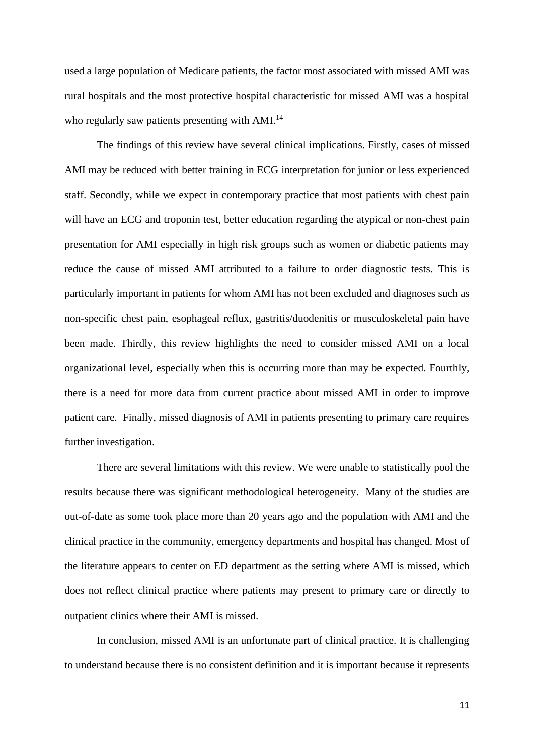used a large population of Medicare patients, the factor most associated with missed AMI was rural hospitals and the most protective hospital characteristic for missed AMI was a hospital who regularly saw patients presenting with AMI.[14]

The findings of this review have several clinical implications. Firstly, cases of missed AMI may be reduced with better training in ECG interpretation for junior or less experienced staff. Secondly, while we expect in contemporary practice that most patients with chest pain will have an ECG and troponin test, better education regarding the atypical or non-chest pain presentation for AMI especially in high risk groups such as women or diabetic patients may reduce the cause of missed AMI attributed to a failure to order diagnostic tests. This is particularly important in patients for whom AMI has not been excluded and diagnoses such as non-specific chest pain, esophageal reflux, gastritis/duodenitis or musculoskeletal pain have been made. Thirdly, this review highlights the need to consider missed AMI on a local organizational level, especially when this is occurring more than may be expected. Fourthly, there is a need for more data from current practice about missed AMI in order to improve patient care. Finally, missed diagnosis of AMI in patients presenting to primary care requires further investigation.

There are several limitations with this review. We were unable to statistically pool the results because there was significant methodological heterogeneity. Many of the studies are out-of-date as some took place more than 20 years ago and the population with AMI and the clinical practice in the community, emergency departments and hospital has changed. Most of the literature appears to center on ED department as the setting where AMI is missed, which does not reflect clinical practice where patients may present to primary care or directly to outpatient clinics where their AMI is missed.

In conclusion, missed AMI is an unfortunate part of clinical practice. It is challenging to understand because there is no consistent definition and it is important because it represents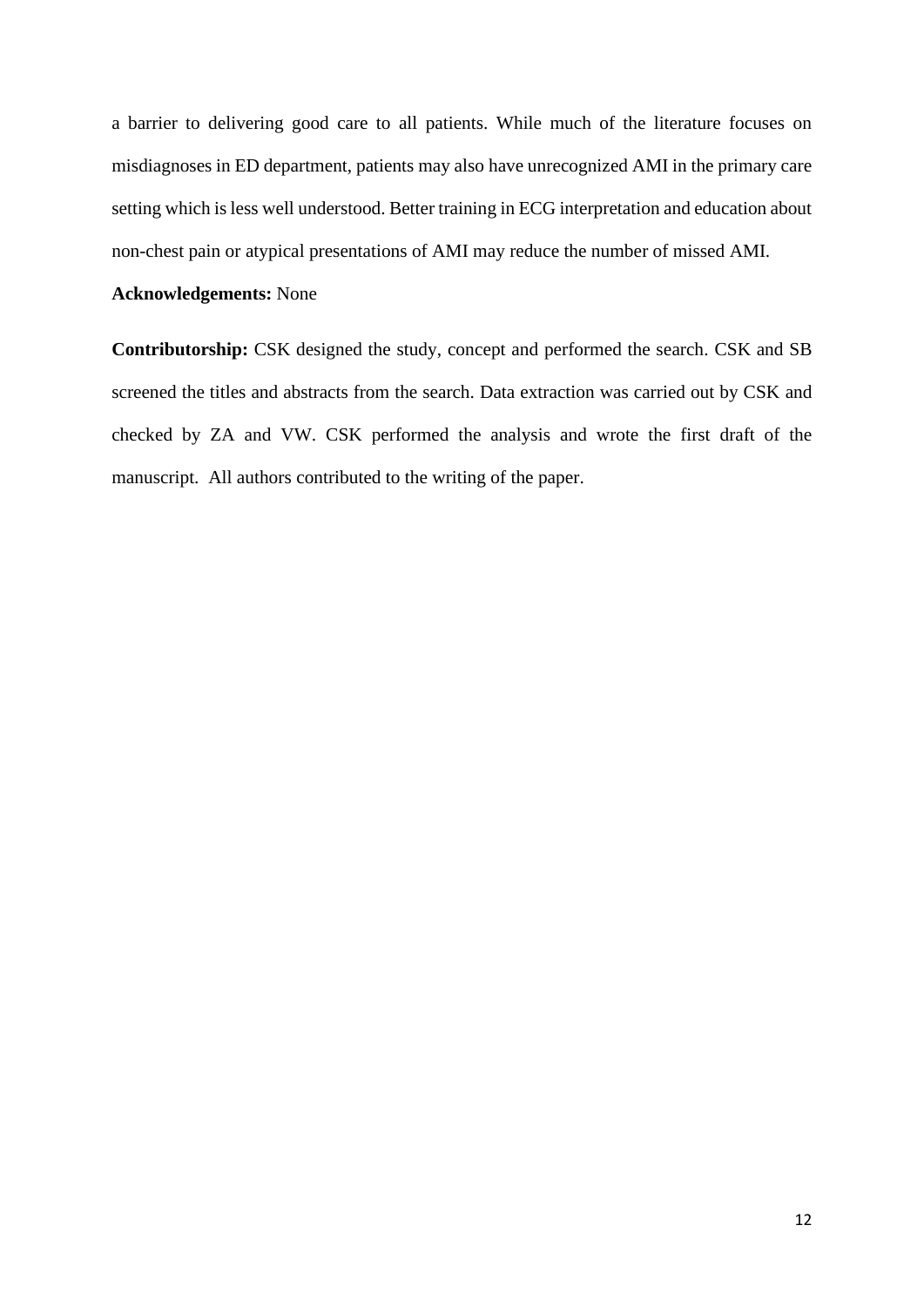a barrier to delivering good care to all patients. While much of the literature focuses on misdiagnoses in ED department, patients may also have unrecognized AMI in the primary care setting which is less well understood. Better training in ECG interpretation and education about non-chest pain or atypical presentations of AMI may reduce the number of missed AMI.

**Acknowledgements:** None

**Contributorship:** CSK designed the study, concept and performed the search. CSK and SB screened the titles and abstracts from the search. Data extraction was carried out by CSK and checked by ZA and VW. CSK performed the analysis and wrote the first draft of the manuscript. All authors contributed to the writing of the paper.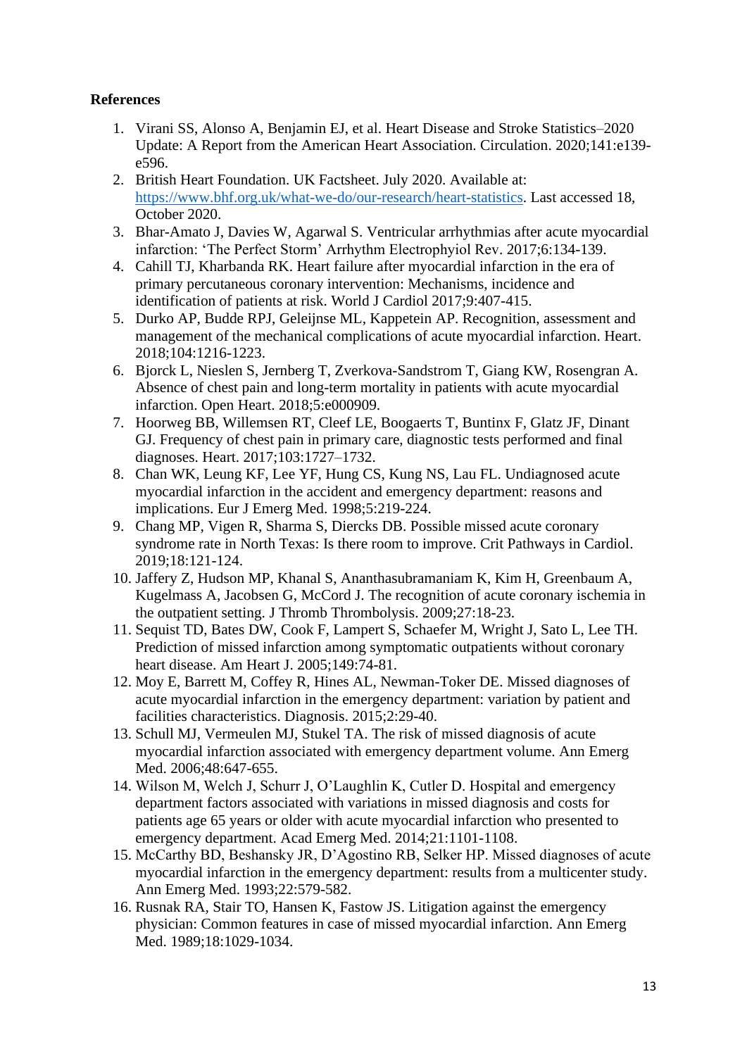**References**

1. Virani SS, Alonso A, Benjamin EJ, et al. Heart Disease and Stroke Statistics–2020 Update: A Report from the American Heart Association. Circulation. 2020;141:e139-e596.
2. British Heart Foundation. UK Factsheet. July 2020. Available at: https://www.bhf.org.uk/what-we-do/our-research/heart-statistics. Last accessed 18, October 2020.
3. Bhar-Amato J, Davies W, Agarwal S. Ventricular arrhythmias after acute myocardial infarction: 'The Perfect Storm' Arrhythm Electrophyiol Rev. 2017;6:134-139.
4. Cahill TJ, Kharbanda RK. Heart failure after myocardial infarction in the era of primary percutaneous coronary intervention: Mechanisms, incidence and identification of patients at risk. World J Cardiol 2017;9:407-415.
5. Durko AP, Budde RPJ, Geleijnse ML, Kappetein AP. Recognition, assessment and management of the mechanical complications of acute myocardial infarction. Heart. 2018;104:1216-1223.
6. Bjorck L, Nieslen S, Jernberg T, Zverkova-Sandstrom T, Giang KW, Rosengran A. Absence of chest pain and long-term mortality in patients with acute myocardial infarction. Open Heart. 2018;5:e000909.
7. Hoorweg BB, Willemsen RT, Cleef LE, Boogaerts T, Buntinx F, Glatz JF, Dinant GJ. Frequency of chest pain in primary care, diagnostic tests performed and final diagnoses. Heart. 2017;103:1727–1732.
8. Chan WK, Leung KF, Lee YF, Hung CS, Kung NS, Lau FL. Undiagnosed acute myocardial infarction in the accident and emergency department: reasons and implications. Eur J Emerg Med. 1998;5:219-224.
9. Chang MP, Vigen R, Sharma S, Diercks DB. Possible missed acute coronary syndrome rate in North Texas: Is there room to improve. Crit Pathways in Cardiol. 2019;18:121-124.
10. Jaffery Z, Hudson MP, Khanal S, Ananthasubramaniam K, Kim H, Greenbaum A, Kugelmass A, Jacobsen G, McCord J. The recognition of acute coronary ischemia in the outpatient setting. J Thromb Thrombolysis. 2009;27:18-23.
11. Sequist TD, Bates DW, Cook F, Lampert S, Schaefer M, Wright J, Sato L, Lee TH. Prediction of missed infarction among symptomatic outpatients without coronary heart disease. Am Heart J. 2005;149:74-81.
12. Moy E, Barrett M, Coffey R, Hines AL, Newman-Toker DE. Missed diagnoses of acute myocardial infarction in the emergency department: variation by patient and facilities characteristics. Diagnosis. 2015;2:29-40.
13. Schull MJ, Vermeulen MJ, Stukel TA. The risk of missed diagnosis of acute myocardial infarction associated with emergency department volume. Ann Emerg Med. 2006;48:647-655.
14. Wilson M, Welch J, Schurr J, O'Laughlin K, Cutler D. Hospital and emergency department factors associated with variations in missed diagnosis and costs for patients age 65 years or older with acute myocardial infarction who presented to emergency department. Acad Emerg Med. 2014;21:1101-1108.
15. McCarthy BD, Beshansky JR, D'Agostino RB, Selker HP. Missed diagnoses of acute myocardial infarction in the emergency department: results from a multicenter study. Ann Emerg Med. 1993;22:579-582.
16. Rusnak RA, Stair TO, Hansen K, Fastow JS. Litigation against the emergency physician: Common features in case of missed myocardial infarction. Ann Emerg Med. 1989;18:1029-1034.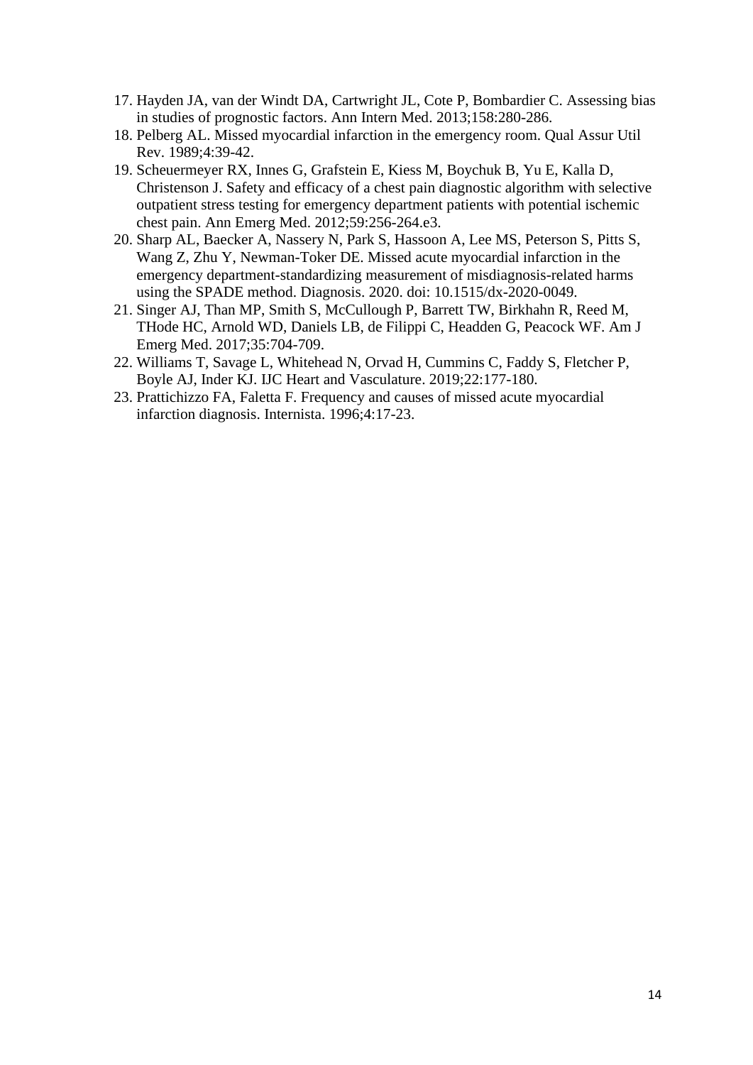17. Hayden JA, van der Windt DA, Cartwright JL, Cote P, Bombardier C. Assessing bias in studies of prognostic factors. Ann Intern Med. 2013;158:280-286.
18. Pelberg AL. Missed myocardial infarction in the emergency room. Qual Assur Util Rev. 1989;4:39-42.
19. Scheuermeyer RX, Innes G, Grafstein E, Kiess M, Boychuk B, Yu E, Kalla D, Christenson J. Safety and efficacy of a chest pain diagnostic algorithm with selective outpatient stress testing for emergency department patients with potential ischemic chest pain. Ann Emerg Med. 2012;59:256-264.e3.
20. Sharp AL, Baecker A, Nassery N, Park S, Hassoon A, Lee MS, Peterson S, Pitts S, Wang Z, Zhu Y, Newman-Toker DE. Missed acute myocardial infarction in the emergency department-standardizing measurement of misdiagnosis-related harms using the SPADE method. Diagnosis. 2020. doi: 10.1515/dx-2020-0049.
21. Singer AJ, Than MP, Smith S, McCullough P, Barrett TW, Birkhahn R, Reed M, THode HC, Arnold WD, Daniels LB, de Filippi C, Headden G, Peacock WF. Am J Emerg Med. 2017;35:704-709.
22. Williams T, Savage L, Whitehead N, Orvad H, Cummins C, Faddy S, Fletcher P, Boyle AJ, Inder KJ. IJC Heart and Vasculature. 2019;22:177-180.
23. Prattichizzo FA, Faletta F. Frequency and causes of missed acute myocardial infarction diagnosis. Internista. 1996;4:17-23.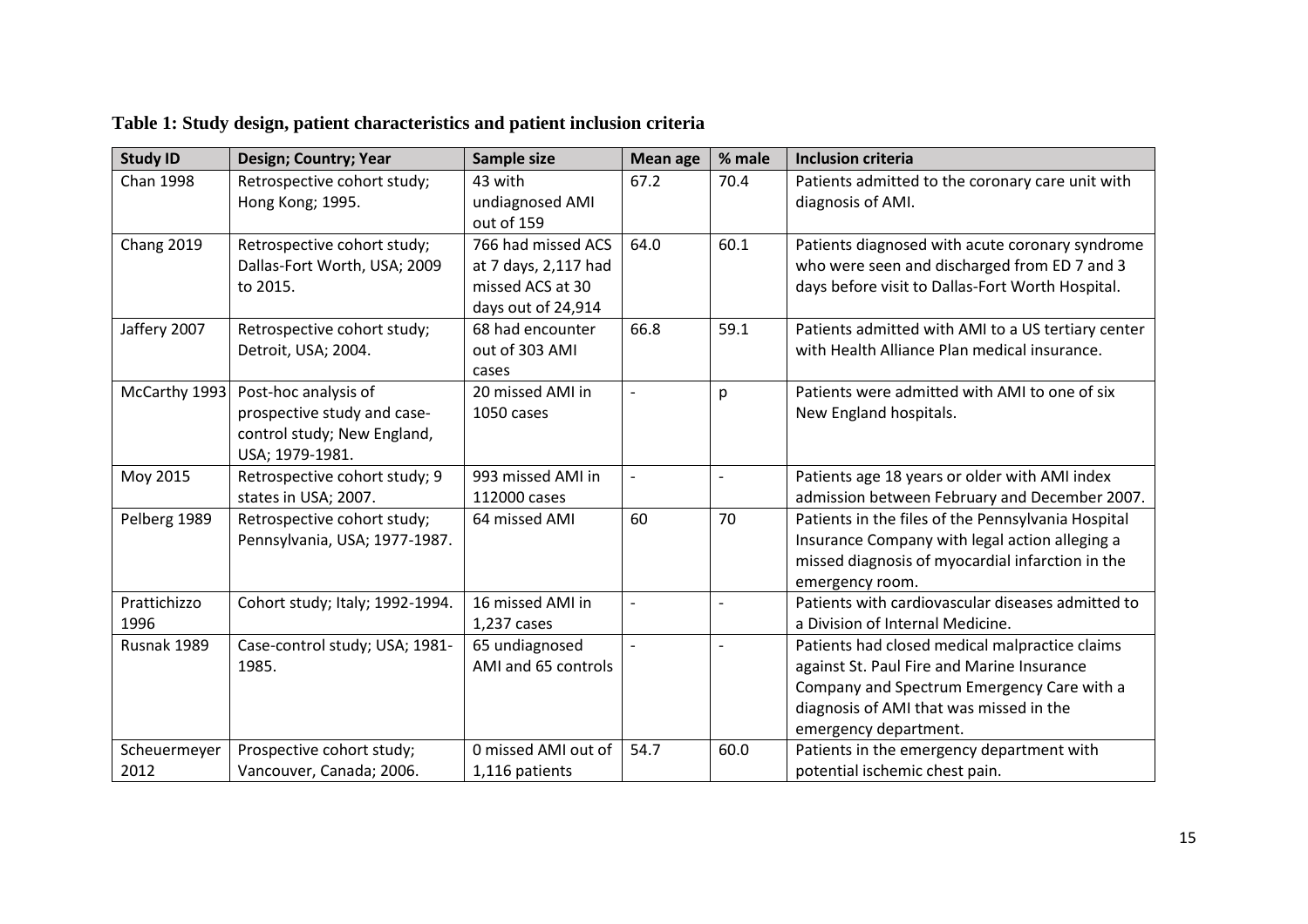**Table 1: Study design, patient characteristics and patient inclusion criteria**

| Study ID | Design; Country; Year | Sample size | Mean age | % male | Inclusion criteria |
|---|---|---|---|---|---|
| Chan 1998 | Retrospective cohort study; Hong Kong; 1995. | 43 with undiagnosed AMI out of 159 | 67.2 | 70.4 | Patients admitted to the coronary care unit with diagnosis of AMI. |
| Chang 2019 | Retrospective cohort study; Dallas-Fort Worth, USA; 2009 to 2015. | 766 had missed ACS at 7 days, 2,117 had missed ACS at 30 days out of 24,914 | 64.0 | 60.1 | Patients diagnosed with acute coronary syndrome who were seen and discharged from ED 7 and 3 days before visit to Dallas-Fort Worth Hospital. |
| Jaffery 2007 | Retrospective cohort study; Detroit, USA; 2004. | 68 had encounter out of 303 AMI cases | 66.8 | 59.1 | Patients admitted with AMI to a US tertiary center with Health Alliance Plan medical insurance. |
| McCarthy 1993 | Post-hoc analysis of prospective study and case-control study; New England, USA; 1979-1981. | 20 missed AMI in 1050 cases | - | p | Patients were admitted with AMI to one of six New England hospitals. |
| Moy 2015 | Retrospective cohort study; 9 states in USA; 2007. | 993 missed AMI in 112000 cases | - | - | Patients age 18 years or older with AMI index admission between February and December 2007. |
| Pelberg 1989 | Retrospective cohort study; Pennsylvania, USA; 1977-1987. | 64 missed AMI | 60 | 70 | Patients in the files of the Pennsylvania Hospital Insurance Company with legal action alleging a missed diagnosis of myocardial infarction in the emergency room. |
| Prattichizzo 1996 | Cohort study; Italy; 1992-1994. | 16 missed AMI in 1,237 cases | - | - | Patients with cardiovascular diseases admitted to a Division of Internal Medicine. |
| Rusnak 1989 | Case-control study; USA; 1981-1985. | 65 undiagnosed AMI and 65 controls | - | - | Patients had closed medical malpractice claims against St. Paul Fire and Marine Insurance Company and Spectrum Emergency Care with a diagnosis of AMI that was missed in the emergency department. |
| Scheuermeyer 2012 | Prospective cohort study; Vancouver, Canada; 2006. | 0 missed AMI out of 1,116 patients | 54.7 | 60.0 | Patients in the emergency department with potential ischemic chest pain. |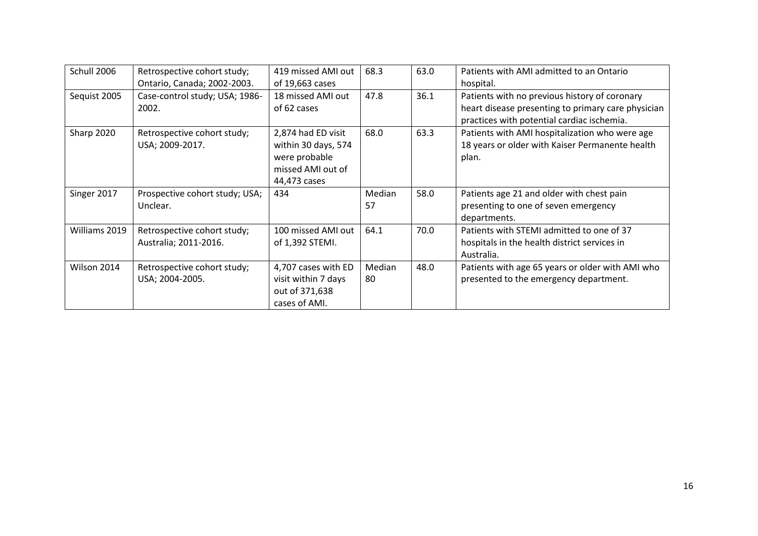| Schull 2006 | Retrospective cohort study; Ontario, Canada; 2002-2003. | 419 missed AMI out of 19,663 cases | 68.3 | 63.0 | Patients with AMI admitted to an Ontario hospital. |
|---|---|---|---|---|---|
| Sequist 2005 | Case-control study; USA; 1986-2002. | 18 missed AMI out of 62 cases | 47.8 | 36.1 | Patients with no previous history of coronary heart disease presenting to primary care physician practices with potential cardiac ischemia. |
| Sharp 2020 | Retrospective cohort study; USA; 2009-2017. | 2,874 had ED visit within 30 days, 574 were probable missed AMI out of 44,473 cases | 68.0 | 63.3 | Patients with AMI hospitalization who were age 18 years or older with Kaiser Permanente health plan. |
| Singer 2017 | Prospective cohort study; USA; Unclear. | 434 | Median 57 | 58.0 | Patients age 21 and older with chest pain presenting to one of seven emergency departments. |
| Williams 2019 | Retrospective cohort study; Australia; 2011-2016. | 100 missed AMI out of 1,392 STEMI. | 64.1 | 70.0 | Patients with STEMI admitted to one of 37 hospitals in the health district services in Australia. |
| Wilson 2014 | Retrospective cohort study; USA; 2004-2005. | 4,707 cases with ED visit within 7 days out of 371,638 cases of AMI. | Median 80 | 48.0 | Patients with age 65 years or older with AMI who presented to the emergency department. |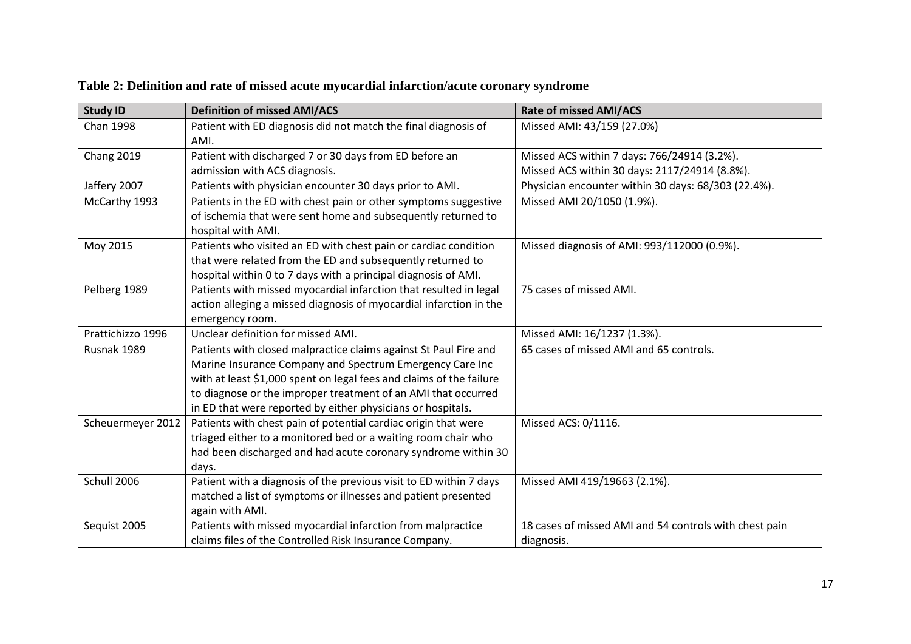**Table 2: Definition and rate of missed acute myocardial infarction/acute coronary syndrome**

| Study ID | Definition of missed AMI/ACS | Rate of missed AMI/ACS |
|---|---|---|
| Chan 1998 | Patient with ED diagnosis did not match the final diagnosis of AMI. | Missed AMI: 43/159 (27.0%) |
| Chang 2019 | Patient with discharged 7 or 30 days from ED before an admission with ACS diagnosis. | Missed ACS within 7 days: 766/24914 (3.2%). Missed ACS within 30 days: 2117/24914 (8.8%). |
| Jaffery 2007 | Patients with physician encounter 30 days prior to AMI. | Physician encounter within 30 days: 68/303 (22.4%). |
| McCarthy 1993 | Patients in the ED with chest pain or other symptoms suggestive of ischemia that were sent home and subsequently returned to hospital with AMI. | Missed AMI 20/1050 (1.9%). |
| Moy 2015 | Patients who visited an ED with chest pain or cardiac condition that were related from the ED and subsequently returned to hospital within 0 to 7 days with a principal diagnosis of AMI. | Missed diagnosis of AMI: 993/112000 (0.9%). |
| Pelberg 1989 | Patients with missed myocardial infarction that resulted in legal action alleging a missed diagnosis of myocardial infarction in the emergency room. | 75 cases of missed AMI. |
| Prattichizzo 1996 | Unclear definition for missed AMI. | Missed AMI: 16/1237 (1.3%). |
| Rusnak 1989 | Patients with closed malpractice claims against St Paul Fire and Marine Insurance Company and Spectrum Emergency Care Inc with at least $1,000 spent on legal fees and claims of the failure to diagnose or the improper treatment of an AMI that occurred in ED that were reported by either physicians or hospitals. | 65 cases of missed AMI and 65 controls. |
| Scheuermeyer 2012 | Patients with chest pain of potential cardiac origin that were triaged either to a monitored bed or a waiting room chair who had been discharged and had acute coronary syndrome within 30 days. | Missed ACS: 0/1116. |
| Schull 2006 | Patient with a diagnosis of the previous visit to ED within 7 days matched a list of symptoms or illnesses and patient presented again with AMI. | Missed AMI 419/19663 (2.1%). |
| Sequist 2005 | Patients with missed myocardial infarction from malpractice claims files of the Controlled Risk Insurance Company. | 18 cases of missed AMI and 54 controls with chest pain diagnosis. |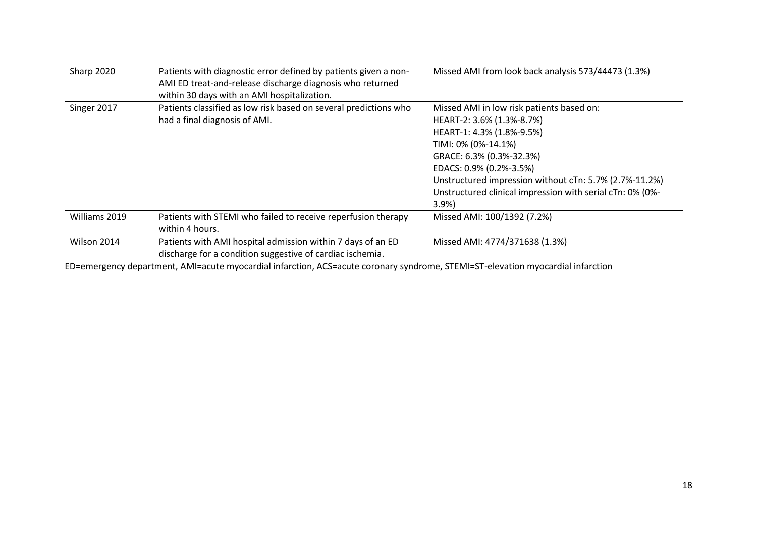| | | |
|---|---|---|
| Sharp 2020 | Patients with diagnostic error defined by patients given a non-AMI ED treat-and-release discharge diagnosis who returned within 30 days with an AMI hospitalization. | Missed AMI from look back analysis 573/44473 (1.3%) |
| Singer 2017 | Patients classified as low risk based on several predictions who had a final diagnosis of AMI. | Missed AMI in low risk patients based on:<br>HEART-2: 3.6% (1.3%-8.7%)<br>HEART-1: 4.3% (1.8%-9.5%)<br>TIMI: 0% (0%-14.1%)<br>GRACE: 6.3% (0.3%-32.3%)<br>EDACS: 0.9% (0.2%-3.5%)<br>Unstructured impression without cTn: 5.7% (2.7%-11.2%)<br>Unstructured clinical impression with serial cTn: 0% (0%-3.9%) |
| Williams 2019 | Patients with STEMI who failed to receive reperfusion therapy within 4 hours. | Missed AMI: 100/1392 (7.2%) |
| Wilson 2014 | Patients with AMI hospital admission within 7 days of an ED discharge for a condition suggestive of cardiac ischemia. | Missed AMI: 4774/371638 (1.3%) |

ED=emergency department, AMI=acute myocardial infarction, ACS=acute coronary syndrome, STEMI=ST-elevation myocardial infarction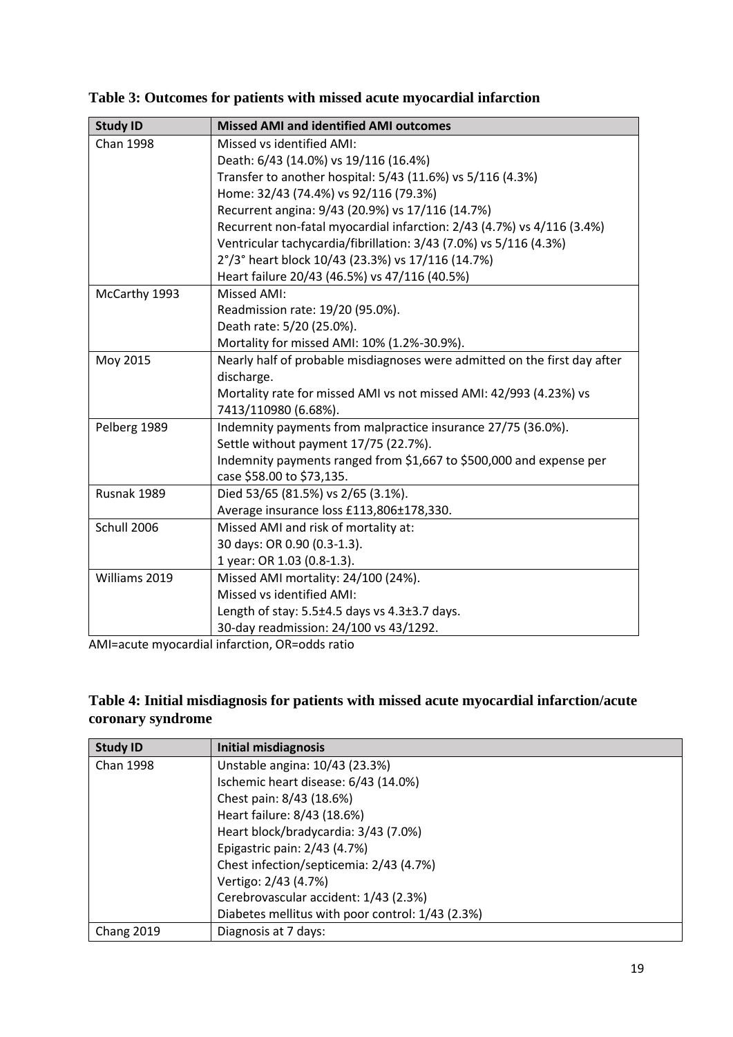**Table 3: Outcomes for patients with missed acute myocardial infarction**

| Study ID | Missed AMI and identified AMI outcomes |
| --- | --- |
| Chan 1998 | Missed vs identified AMI:<br>Death: 6/43 (14.0%) vs 19/116 (16.4%)<br>Transfer to another hospital: 5/43 (11.6%) vs 5/116 (4.3%)<br>Home: 32/43 (74.4%) vs 92/116 (79.3%)<br>Recurrent angina: 9/43 (20.9%) vs 17/116 (14.7%)<br>Recurrent non-fatal myocardial infarction: 2/43 (4.7%) vs 4/116 (3.4%)<br>Ventricular tachycardia/fibrillation: 3/43 (7.0%) vs 5/116 (4.3%)<br>2°/3° heart block 10/43 (23.3%) vs 17/116 (14.7%)<br>Heart failure 20/43 (46.5%) vs 47/116 (40.5%) |
| McCarthy 1993 | Missed AMI:<br>Readmission rate: 19/20 (95.0%).<br>Death rate: 5/20 (25.0%).<br>Mortality for missed AMI: 10% (1.2%-30.9%). |
| Moy 2015 | Nearly half of probable misdiagnoses were admitted on the first day after discharge.<br>Mortality rate for missed AMI vs not missed AMI: 42/993 (4.23%) vs 7413/110980 (6.68%). |
| Pelberg 1989 | Indemnity payments from malpractice insurance 27/75 (36.0%).<br>Settle without payment 17/75 (22.7%).<br>Indemnity payments ranged from $1,667 to $500,000 and expense per case $58.00 to $73,135. |
| Rusnak 1989 | Died 53/65 (81.5%) vs 2/65 (3.1%).<br>Average insurance loss £113,806±178,330. |
| Schull 2006 | Missed AMI and risk of mortality at:<br>30 days: OR 0.90 (0.3-1.3).<br>1 year: OR 1.03 (0.8-1.3). |
| Williams 2019 | Missed AMI mortality: 24/100 (24%).<br>Missed vs identified AMI:<br>Length of stay: 5.5±4.5 days vs 4.3±3.7 days.<br>30-day readmission: 24/100 vs 43/1292. |

AMI=acute myocardial infarction, OR=odds ratio

**Table 4: Initial misdiagnosis for patients with missed acute myocardial infarction/acute coronary syndrome**

| Study ID | Initial misdiagnosis |
| --- | --- |
| Chan 1998 | Unstable angina: 10/43 (23.3%)<br>Ischemic heart disease: 6/43 (14.0%)<br>Chest pain: 8/43 (18.6%)<br>Heart failure: 8/43 (18.6%)<br>Heart block/bradycardia: 3/43 (7.0%)<br>Epigastric pain: 2/43 (4.7%)<br>Chest infection/septicemia: 2/43 (4.7%)<br>Vertigo: 2/43 (4.7%)<br>Cerebrovascular accident: 1/43 (2.3%)<br>Diabetes mellitus with poor control: 1/43 (2.3%) |
| Chang 2019 | Diagnosis at 7 days: |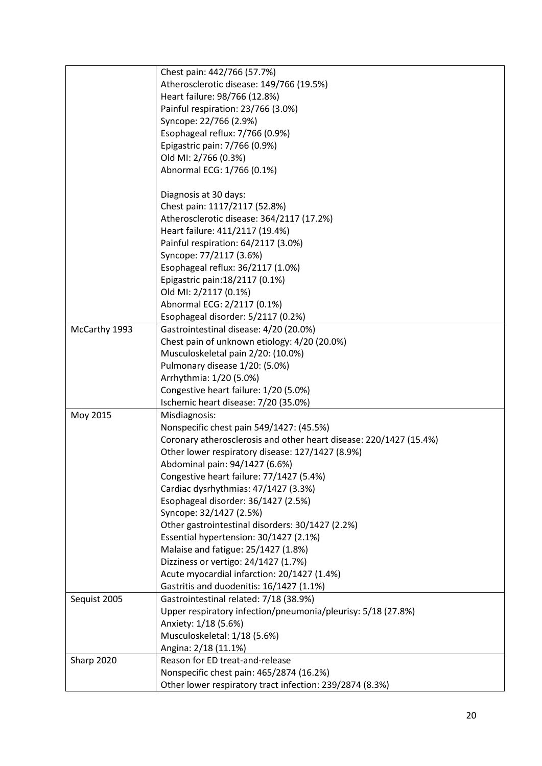|  |  |
| --- | --- |
|  | Chest pain: 442/766 (57.7%)<br>Atherosclerotic disease: 149/766 (19.5%)<br>Heart failure: 98/766 (12.8%)<br>Painful respiration: 23/766 (3.0%)<br>Syncope: 22/766 (2.9%)<br>Esophageal reflux: 7/766 (0.9%)<br>Epigastric pain: 7/766 (0.9%)<br>Old MI: 2/766 (0.3%)<br>Abnormal ECG: 1/766 (0.1%)<br><br>Diagnosis at 30 days:<br>Chest pain: 1117/2117 (52.8%)<br>Atherosclerotic disease: 364/2117 (17.2%)<br>Heart failure: 411/2117 (19.4%)<br>Painful respiration: 64/2117 (3.0%)<br>Syncope: 77/2117 (3.6%)<br>Esophageal reflux: 36/2117 (1.0%)<br>Epigastric pain:18/2117 (0.1%)<br>Old MI: 2/2117 (0.1%)<br>Abnormal ECG: 2/2117 (0.1%)<br>Esophageal disorder: 5/2117 (0.2%) |
| McCarthy 1993 | Gastrointestinal disease: 4/20 (20.0%)<br>Chest pain of unknown etiology: 4/20 (20.0%)<br>Musculoskeletal pain 2/20: (10.0%)<br>Pulmonary disease 1/20: (5.0%)<br>Arrhythmia: 1/20 (5.0%)<br>Congestive heart failure: 1/20 (5.0%)<br>Ischemic heart disease: 7/20 (35.0%) |
| Moy 2015 | Misdiagnosis:<br>Nonspecific chest pain 549/1427: (45.5%)<br>Coronary atherosclerosis and other heart disease: 220/1427 (15.4%)<br>Other lower respiratory disease: 127/1427 (8.9%)<br>Abdominal pain: 94/1427 (6.6%)<br>Congestive heart failure: 77/1427 (5.4%)<br>Cardiac dysrhythmias: 47/1427 (3.3%)<br>Esophageal disorder: 36/1427 (2.5%)<br>Syncope: 32/1427 (2.5%)<br>Other gastrointestinal disorders: 30/1427 (2.2%)<br>Essential hypertension: 30/1427 (2.1%)<br>Malaise and fatigue: 25/1427 (1.8%)<br>Dizziness or vertigo: 24/1427 (1.7%)<br>Acute myocardial infarction: 20/1427 (1.4%)<br>Gastritis and duodenitis: 16/1427 (1.1%) |
| Sequist 2005 | Gastrointestinal related: 7/18 (38.9%)<br>Upper respiratory infection/pneumonia/pleurisy: 5/18 (27.8%)<br>Anxiety: 1/18 (5.6%)<br>Musculoskeletal: 1/18 (5.6%)<br>Angina: 2/18 (11.1%) |
| Sharp 2020 | Reason for ED treat-and-release<br>Nonspecific chest pain: 465/2874 (16.2%)<br>Other lower respiratory tract infection: 239/2874 (8.3%) |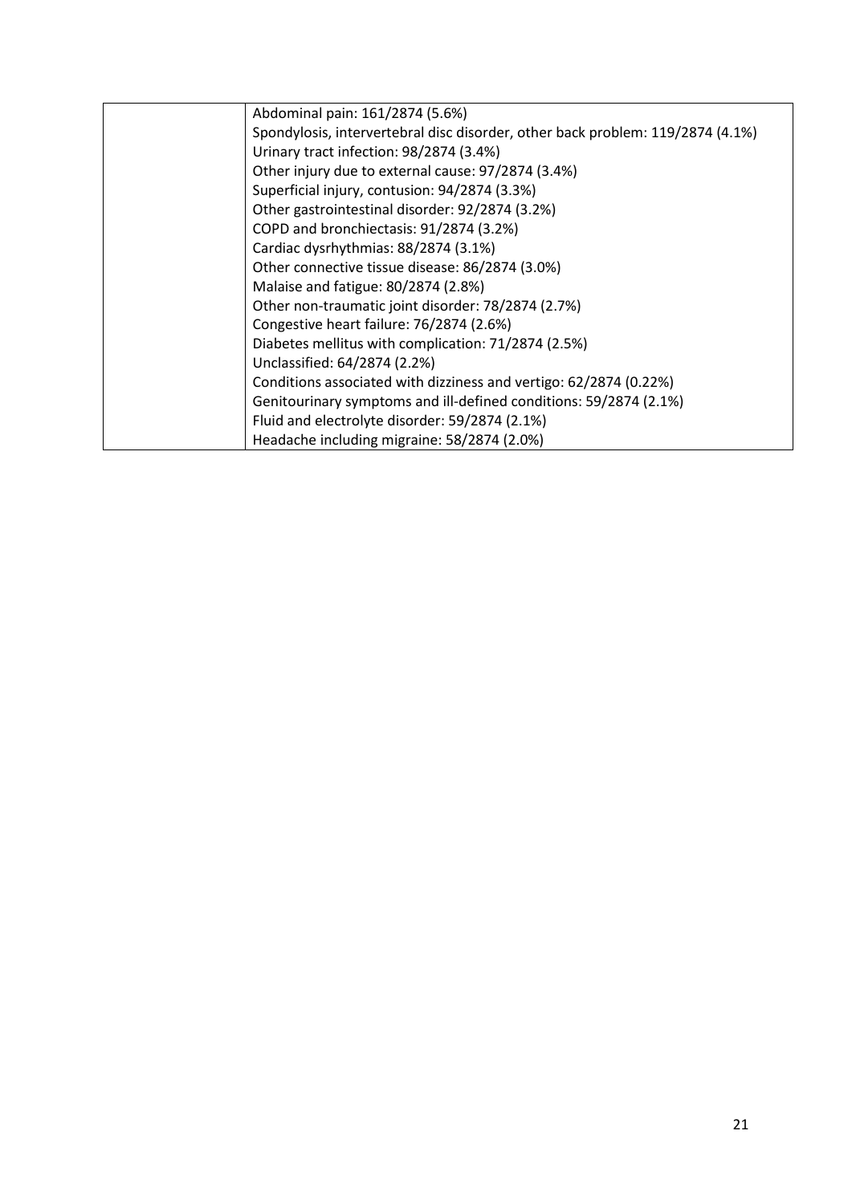| | |
|---|---|
| | Abdominal pain: 161/2874 (5.6%)<br>Spondylosis, intervertebral disc disorder, other back problem: 119/2874 (4.1%)<br>Urinary tract infection: 98/2874 (3.4%)<br>Other injury due to external cause: 97/2874 (3.4%)<br>Superficial injury, contusion: 94/2874 (3.3%)<br>Other gastrointestinal disorder: 92/2874 (3.2%)<br>COPD and bronchiectasis: 91/2874 (3.2%)<br>Cardiac dysrhythmias: 88/2874 (3.1%)<br>Other connective tissue disease: 86/2874 (3.0%)<br>Malaise and fatigue: 80/2874 (2.8%)<br>Other non-traumatic joint disorder: 78/2874 (2.7%)<br>Congestive heart failure: 76/2874 (2.6%)<br>Diabetes mellitus with complication: 71/2874 (2.5%)<br>Unclassified: 64/2874 (2.2%)<br>Conditions associated with dizziness and vertigo: 62/2874 (0.22%)<br>Genitourinary symptoms and ill-defined conditions: 59/2874 (2.1%)<br>Fluid and electrolyte disorder: 59/2874 (2.1%)<br>Headache including migraine: 58/2874 (2.0%) |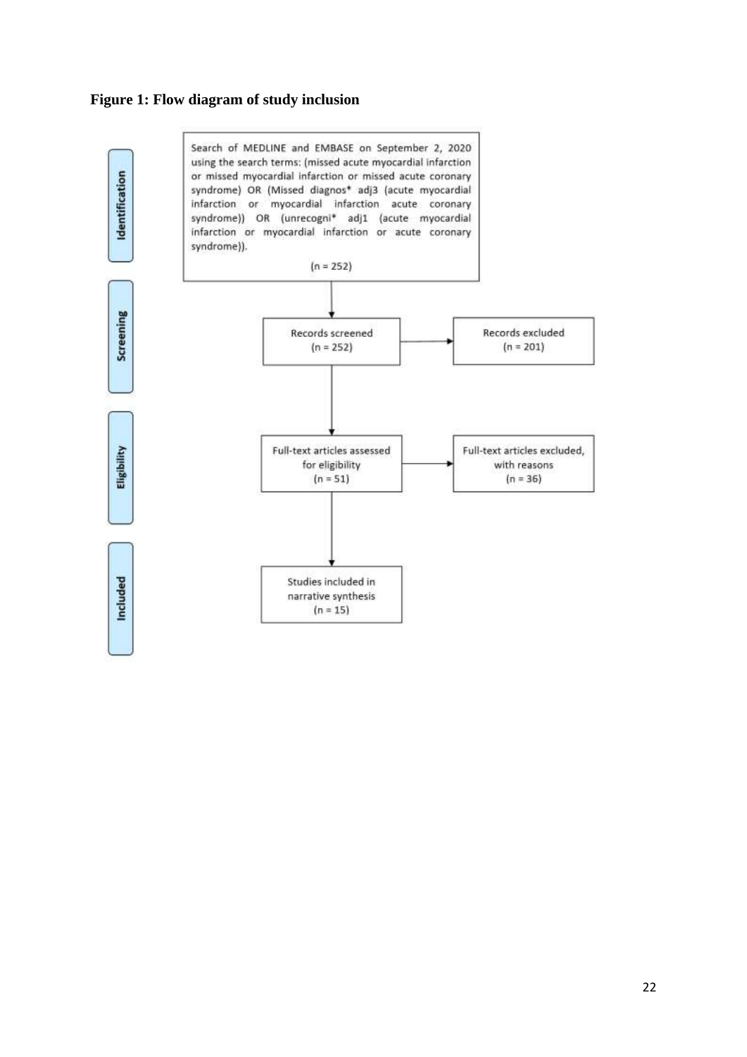**Figure 1: Flow diagram of study inclusion**

**Identification**

Search of MEDLINE and EMBASE on September 2, 2020 using the search terms: (missed acute myocardial infarction or missed myocardial infarction or missed acute coronary syndrome) OR (Missed diagnos* adj3 (acute myocardial infarction or myocardial infarction acute coronary syndrome)) OR (unrecogni* adj1 (acute myocardial infarction or myocardial infarction or acute coronary syndrome)).

(n = 252)

**Screening**

Records screened (n = 252) → Records excluded (n = 201)

**Eligibility**

Full-text articles assessed for eligibility (n = 51) → Full-text articles excluded, with reasons (n = 36)

**Included**

Studies included in narrative synthesis (n = 15)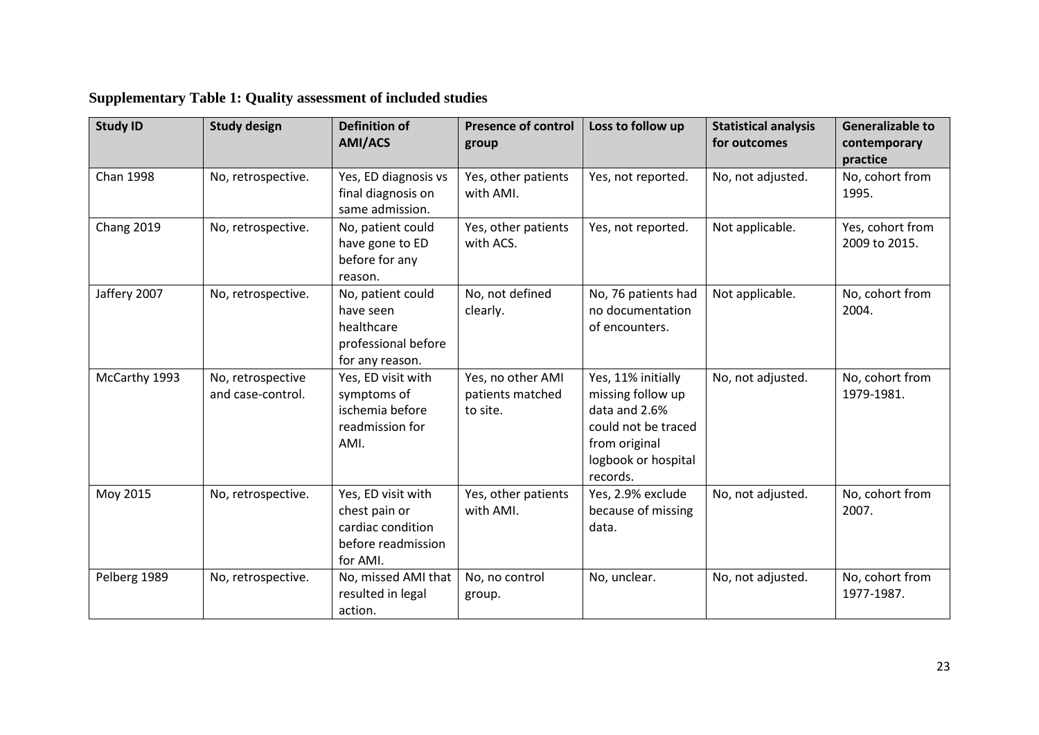**Supplementary Table 1: Quality assessment of included studies**

| Study ID | Study design | Definition of AMI/ACS | Presence of control group | Loss to follow up | Statistical analysis for outcomes | Generalizable to contemporary practice |
|---|---|---|---|---|---|---|
| Chan 1998 | No, retrospective. | Yes, ED diagnosis vs final diagnosis on same admission. | Yes, other patients with AMI. | Yes, not reported. | No, not adjusted. | No, cohort from 1995. |
| Chang 2019 | No, retrospective. | No, patient could have gone to ED before for any reason. | Yes, other patients with ACS. | Yes, not reported. | Not applicable. | Yes, cohort from 2009 to 2015. |
| Jaffery 2007 | No, retrospective. | No, patient could have seen healthcare professional before for any reason. | No, not defined clearly. | No, 76 patients had no documentation of encounters. | Not applicable. | No, cohort from 2004. |
| McCarthy 1993 | No, retrospective and case-control. | Yes, ED visit with symptoms of ischemia before readmission for AMI. | Yes, no other AMI patients matched to site. | Yes, 11% initially missing follow up data and 2.6% could not be traced from original logbook or hospital records. | No, not adjusted. | No, cohort from 1979-1981. |
| Moy 2015 | No, retrospective. | Yes, ED visit with chest pain or cardiac condition before readmission for AMI. | Yes, other patients with AMI. | Yes, 2.9% exclude because of missing data. | No, not adjusted. | No, cohort from 2007. |
| Pelberg 1989 | No, retrospective. | No, missed AMI that resulted in legal action. | No, no control group. | No, unclear. | No, not adjusted. | No, cohort from 1977-1987. |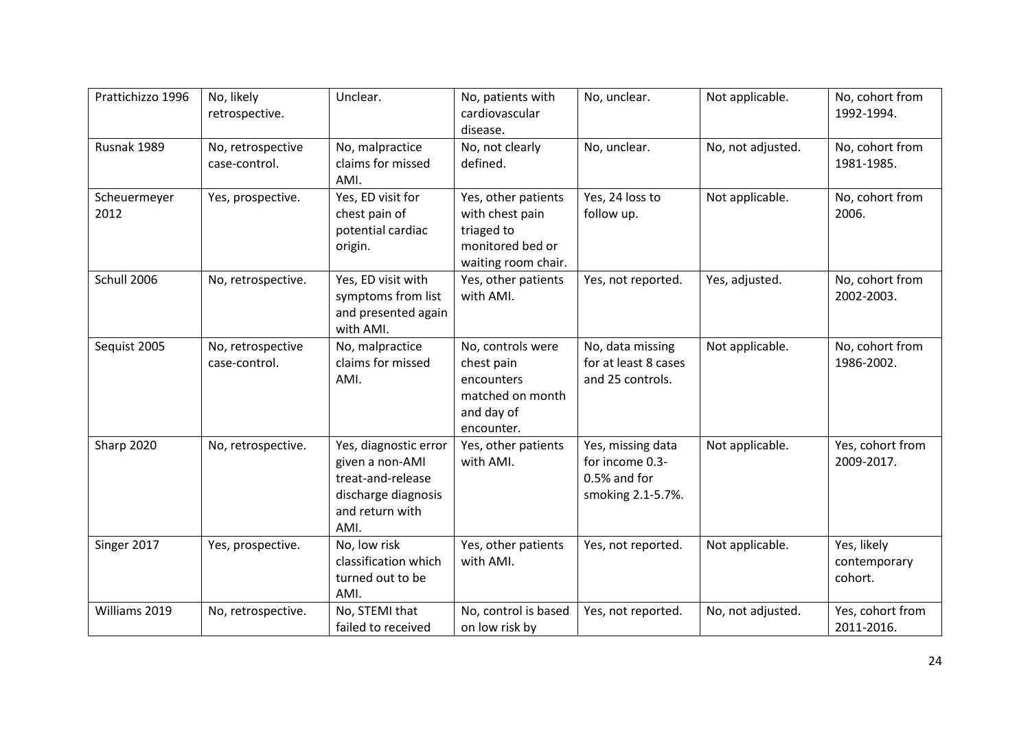| Prattichizzo 1996 | No, likely retrospective. | Unclear. | No, patients with cardiovascular disease. | No, unclear. | Not applicable. | No, cohort from 1992-1994. |
|---|---|---|---|---|---|---|
| Rusnak 1989 | No, retrospective case-control. | No, malpractice claims for missed AMI. | No, not clearly defined. | No, unclear. | No, not adjusted. | No, cohort from 1981-1985. |
| Scheuermeyer 2012 | Yes, prospective. | Yes, ED visit for chest pain of potential cardiac origin. | Yes, other patients with chest pain triaged to monitored bed or waiting room chair. | Yes, 24 loss to follow up. | Not applicable. | No, cohort from 2006. |
| Schull 2006 | No, retrospective. | Yes, ED visit with symptoms from list and presented again with AMI. | Yes, other patients with AMI. | Yes, not reported. | Yes, adjusted. | No, cohort from 2002-2003. |
| Sequist 2005 | No, retrospective case-control. | No, malpractice claims for missed AMI. | No, controls were chest pain encounters matched on month and day of encounter. | No, data missing for at least 8 cases and 25 controls. | Not applicable. | No, cohort from 1986-2002. |
| Sharp 2020 | No, retrospective. | Yes, diagnostic error given a non-AMI treat-and-release discharge diagnosis and return with AMI. | Yes, other patients with AMI. | Yes, missing data for income 0.3-0.5% and for smoking 2.1-5.7%. | Not applicable. | Yes, cohort from 2009-2017. |
| Singer 2017 | Yes, prospective. | No, low risk classification which turned out to be AMI. | Yes, other patients with AMI. | Yes, not reported. | Not applicable. | Yes, likely contemporary cohort. |
| Williams 2019 | No, retrospective. | No, STEMI that failed to received | No, control is based on low risk by | Yes, not reported. | No, not adjusted. | Yes, cohort from 2011-2016. |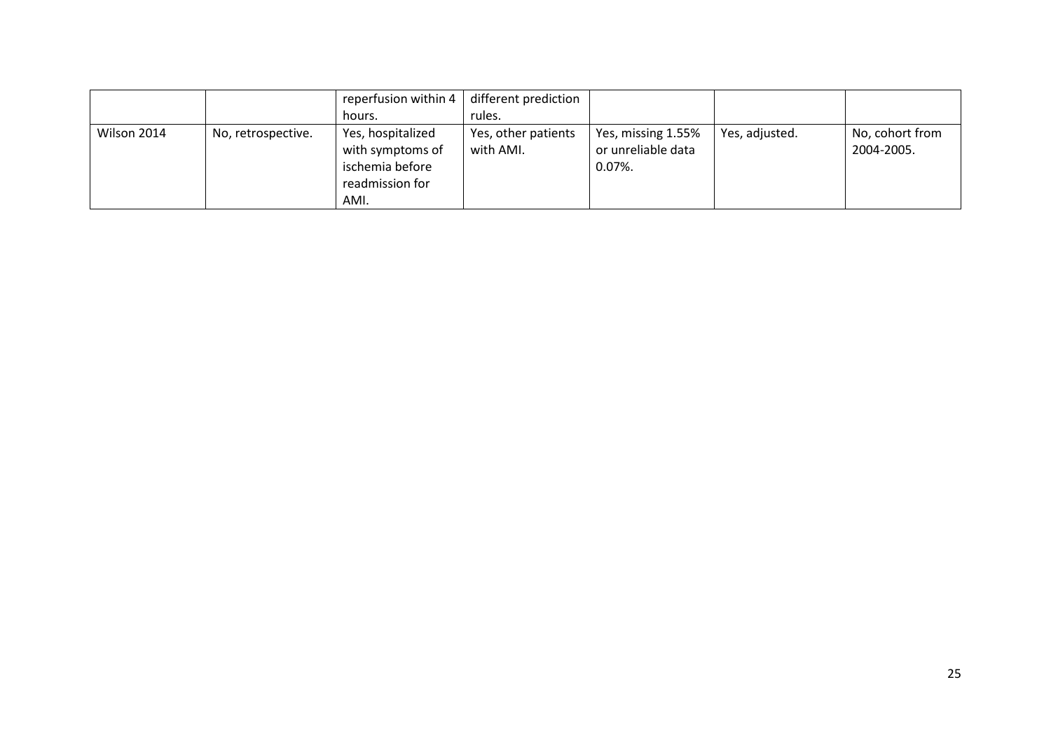| | | | | | | |
|---|---|---|---|---|---|---|
| | | reperfusion within 4 hours. | different prediction rules. | | | |
| Wilson 2014 | No, retrospective. | Yes, hospitalized with symptoms of ischemia before readmission for AMI. | Yes, other patients with AMI. | Yes, missing 1.55% or unreliable data 0.07%. | Yes, adjusted. | No, cohort from 2004-2005. |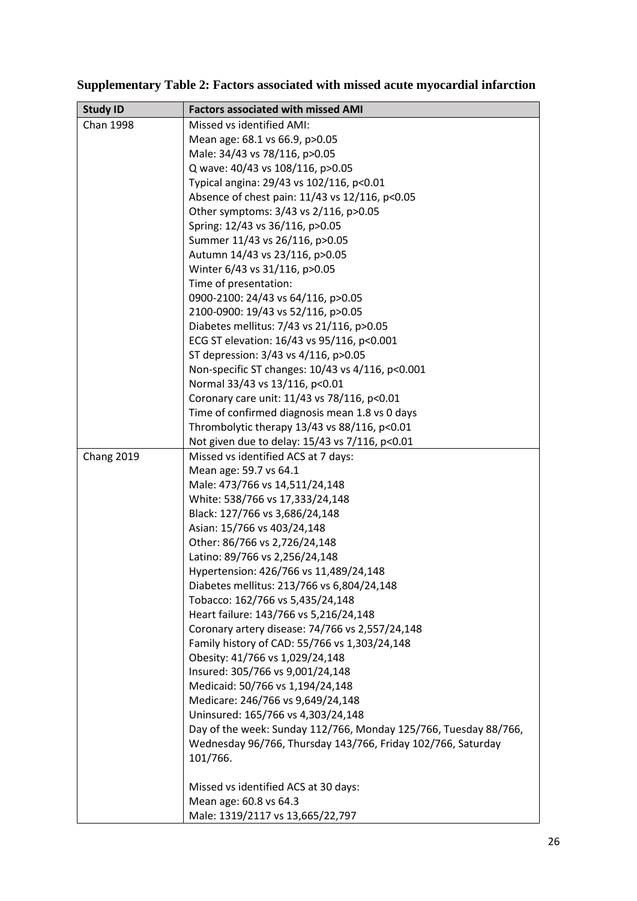**Supplementary Table 2: Factors associated with missed acute myocardial infarction**

| Study ID | Factors associated with missed AMI |
|---|---|
| Chan 1998 | Missed vs identified AMI:<br>Mean age: 68.1 vs 66.9, p>0.05<br>Male: 34/43 vs 78/116, p>0.05<br>Q wave: 40/43 vs 108/116, p>0.05<br>Typical angina: 29/43 vs 102/116, p<0.01<br>Absence of chest pain: 11/43 vs 12/116, p<0.05<br>Other symptoms: 3/43 vs 2/116, p>0.05<br>Spring: 12/43 vs 36/116, p>0.05<br>Summer 11/43 vs 26/116, p>0.05<br>Autumn 14/43 vs 23/116, p>0.05<br>Winter 6/43 vs 31/116, p>0.05<br>Time of presentation:<br>0900-2100: 24/43 vs 64/116, p>0.05<br>2100-0900: 19/43 vs 52/116, p>0.05<br>Diabetes mellitus: 7/43 vs 21/116, p>0.05<br>ECG ST elevation: 16/43 vs 95/116, p<0.001<br>ST depression: 3/43 vs 4/116, p>0.05<br>Non-specific ST changes: 10/43 vs 4/116, p<0.001<br>Normal 33/43 vs 13/116, p<0.01<br>Coronary care unit: 11/43 vs 78/116, p<0.01<br>Time of confirmed diagnosis mean 1.8 vs 0 days<br>Thrombolytic therapy 13/43 vs 88/116, p<0.01<br>Not given due to delay: 15/43 vs 7/116, p<0.01 |
| Chang 2019 | Missed vs identified ACS at 7 days:<br>Mean age: 59.7 vs 64.1<br>Male: 473/766 vs 14,511/24,148<br>White: 538/766 vs 17,333/24,148<br>Black: 127/766 vs 3,686/24,148<br>Asian: 15/766 vs 403/24,148<br>Other: 86/766 vs 2,726/24,148<br>Latino: 89/766 vs 2,256/24,148<br>Hypertension: 426/766 vs 11,489/24,148<br>Diabetes mellitus: 213/766 vs 6,804/24,148<br>Tobacco: 162/766 vs 5,435/24,148<br>Heart failure: 143/766 vs 5,216/24,148<br>Coronary artery disease: 74/766 vs 2,557/24,148<br>Family history of CAD: 55/766 vs 1,303/24,148<br>Obesity: 41/766 vs 1,029/24,148<br>Insured: 305/766 vs 9,001/24,148<br>Medicaid: 50/766 vs 1,194/24,148<br>Medicare: 246/766 vs 9,649/24,148<br>Uninsured: 165/766 vs 4,303/24,148<br>Day of the week: Sunday 112/766, Monday 125/766, Tuesday 88/766, Wednesday 96/766, Thursday 143/766, Friday 102/766, Saturday 101/766.<br><br>Missed vs identified ACS at 30 days:<br>Mean age: 60.8 vs 64.3<br>Male: 1319/2117 vs 13,665/22,797 |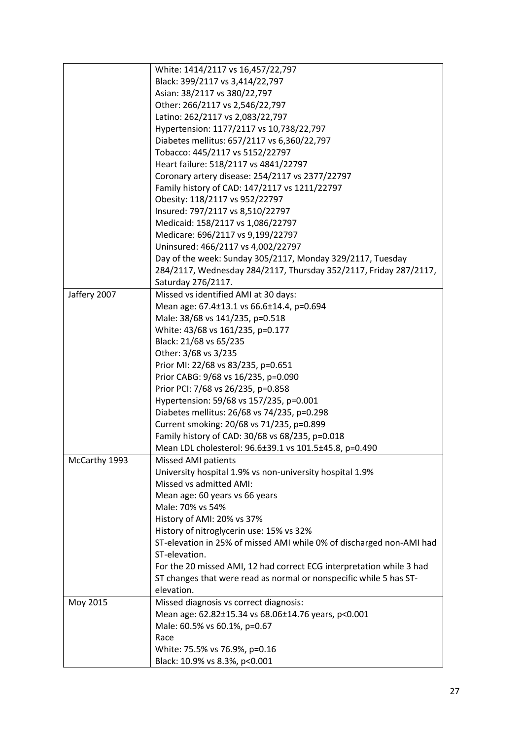| | |
|---|---|
| | White: 1414/2117 vs 16,457/22,797<br>Black: 399/2117 vs 3,414/22,797<br>Asian: 38/2117 vs 380/22,797<br>Other: 266/2117 vs 2,546/22,797<br>Latino: 262/2117 vs 2,083/22,797<br>Hypertension: 1177/2117 vs 10,738/22,797<br>Diabetes mellitus: 657/2117 vs 6,360/22,797<br>Tobacco: 445/2117 vs 5152/22797<br>Heart failure: 518/2117 vs 4841/22797<br>Coronary artery disease: 254/2117 vs 2377/22797<br>Family history of CAD: 147/2117 vs 1211/22797<br>Obesity: 118/2117 vs 952/22797<br>Insured: 797/2117 vs 8,510/22797<br>Medicaid: 158/2117 vs 1,086/22797<br>Medicare: 696/2117 vs 9,199/22797<br>Uninsured: 466/2117 vs 4,002/22797<br>Day of the week: Sunday 305/2117, Monday 329/2117, Tuesday 284/2117, Wednesday 284/2117, Thursday 352/2117, Friday 287/2117, Saturday 276/2117. |
| Jaffery 2007 | Missed vs identified AMI at 30 days:<br>Mean age: 67.4±13.1 vs 66.6±14.4, p=0.694<br>Male: 38/68 vs 141/235, p=0.518<br>White: 43/68 vs 161/235, p=0.177<br>Black: 21/68 vs 65/235<br>Other: 3/68 vs 3/235<br>Prior MI: 22/68 vs 83/235, p=0.651<br>Prior CABG: 9/68 vs 16/235, p=0.090<br>Prior PCI: 7/68 vs 26/235, p=0.858<br>Hypertension: 59/68 vs 157/235, p=0.001<br>Diabetes mellitus: 26/68 vs 74/235, p=0.298<br>Current smoking: 20/68 vs 71/235, p=0.899<br>Family history of CAD: 30/68 vs 68/235, p=0.018<br>Mean LDL cholesterol: 96.6±39.1 vs 101.5±45.8, p=0.490 |
| McCarthy 1993 | Missed AMI patients<br>University hospital 1.9% vs non-university hospital 1.9%<br>Missed vs admitted AMI:<br>Mean age: 60 years vs 66 years<br>Male: 70% vs 54%<br>History of AMI: 20% vs 37%<br>History of nitroglycerin use: 15% vs 32%<br>ST-elevation in 25% of missed AMI while 0% of discharged non-AMI had ST-elevation.<br>For the 20 missed AMI, 12 had correct ECG interpretation while 3 had ST changes that were read as normal or nonspecific while 5 has ST-elevation. |
| Moy 2015 | Missed diagnosis vs correct diagnosis:<br>Mean age: 62.82±15.34 vs 68.06±14.76 years, p<0.001<br>Male: 60.5% vs 60.1%, p=0.67<br>Race<br>White: 75.5% vs 76.9%, p=0.16<br>Black: 10.9% vs 8.3%, p<0.001 |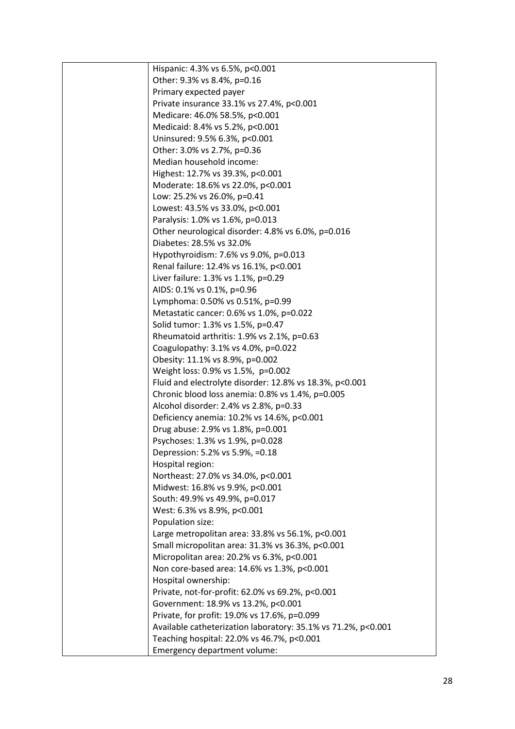| | |
|---|---|
| | Hispanic: 4.3% vs 6.5%, p<0.001<br>Other: 9.3% vs 8.4%, p=0.16<br>Primary expected payer<br>Private insurance 33.1% vs 27.4%, p<0.001<br>Medicare: 46.0% 58.5%, p<0.001<br>Medicaid: 8.4% vs 5.2%, p<0.001<br>Uninsured: 9.5% 6.3%, p<0.001<br>Other: 3.0% vs 2.7%, p=0.36<br>Median household income:<br>Highest: 12.7% vs 39.3%, p<0.001<br>Moderate: 18.6% vs 22.0%, p<0.001<br>Low: 25.2% vs 26.0%, p=0.41<br>Lowest: 43.5% vs 33.0%, p<0.001<br>Paralysis: 1.0% vs 1.6%, p=0.013<br>Other neurological disorder: 4.8% vs 6.0%, p=0.016<br>Diabetes: 28.5% vs 32.0%<br>Hypothyroidism: 7.6% vs 9.0%, p=0.013<br>Renal failure: 12.4% vs 16.1%, p<0.001<br>Liver failure: 1.3% vs 1.1%, p=0.29<br>AIDS: 0.1% vs 0.1%, p=0.96<br>Lymphoma: 0.50% vs 0.51%, p=0.99<br>Metastatic cancer: 0.6% vs 1.0%, p=0.022<br>Solid tumor: 1.3% vs 1.5%, p=0.47<br>Rheumatoid arthritis: 1.9% vs 2.1%, p=0.63<br>Coagulopathy: 3.1% vs 4.0%, p=0.022<br>Obesity: 11.1% vs 8.9%, p=0.002<br>Weight loss: 0.9% vs 1.5%, p=0.002<br>Fluid and electrolyte disorder: 12.8% vs 18.3%, p<0.001<br>Chronic blood loss anemia: 0.8% vs 1.4%, p=0.005<br>Alcohol disorder: 2.4% vs 2.8%, p=0.33<br>Deficiency anemia: 10.2% vs 14.6%, p<0.001<br>Drug abuse: 2.9% vs 1.8%, p=0.001<br>Psychoses: 1.3% vs 1.9%, p=0.028<br>Depression: 5.2% vs 5.9%, =0.18<br>Hospital region:<br>Northeast: 27.0% vs 34.0%, p<0.001<br>Midwest: 16.8% vs 9.9%, p<0.001<br>South: 49.9% vs 49.9%, p=0.017<br>West: 6.3% vs 8.9%, p<0.001<br>Population size:<br>Large metropolitan area: 33.8% vs 56.1%, p<0.001<br>Small micropolitan area: 31.3% vs 36.3%, p<0.001<br>Micropolitan area: 20.2% vs 6.3%, p<0.001<br>Non core-based area: 14.6% vs 1.3%, p<0.001<br>Hospital ownership:<br>Private, not-for-profit: 62.0% vs 69.2%, p<0.001<br>Government: 18.9% vs 13.2%, p<0.001<br>Private, for profit: 19.0% vs 17.6%, p=0.099<br>Available catheterization laboratory: 35.1% vs 71.2%, p<0.001<br>Teaching hospital: 22.0% vs 46.7%, p<0.001<br>Emergency department volume: |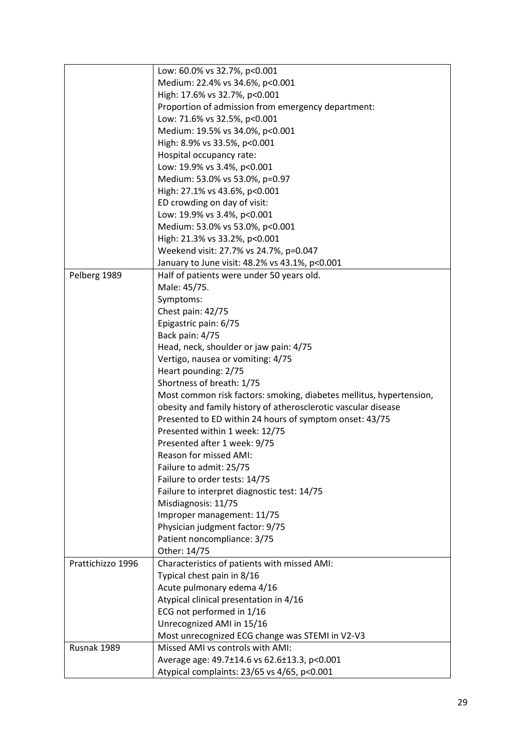| | |
|---|---|
| | Low: 60.0% vs 32.7%, p<0.001<br>Medium: 22.4% vs 34.6%, p<0.001<br>High: 17.6% vs 32.7%, p<0.001<br>Proportion of admission from emergency department:<br>Low: 71.6% vs 32.5%, p<0.001<br>Medium: 19.5% vs 34.0%, p<0.001<br>High: 8.9% vs 33.5%, p<0.001<br>Hospital occupancy rate:<br>Low: 19.9% vs 3.4%, p<0.001<br>Medium: 53.0% vs 53.0%, p=0.97<br>High: 27.1% vs 43.6%, p<0.001<br>ED crowding on day of visit:<br>Low: 19.9% vs 3.4%, p<0.001<br>Medium: 53.0% vs 53.0%, p<0.001<br>High: 21.3% vs 33.2%, p<0.001<br>Weekend visit: 27.7% vs 24.7%, p=0.047<br>January to June visit: 48.2% vs 43.1%, p<0.001 |
| Pelberg 1989 | Half of patients were under 50 years old.<br>Male: 45/75.<br>Symptoms:<br>Chest pain: 42/75<br>Epigastric pain: 6/75<br>Back pain: 4/75<br>Head, neck, shoulder or jaw pain: 4/75<br>Vertigo, nausea or vomiting: 4/75<br>Heart pounding: 2/75<br>Shortness of breath: 1/75<br>Most common risk factors: smoking, diabetes mellitus, hypertension, obesity and family history of atherosclerotic vascular disease<br>Presented to ED within 24 hours of symptom onset: 43/75<br>Presented within 1 week: 12/75<br>Presented after 1 week: 9/75<br>Reason for missed AMI:<br>Failure to admit: 25/75<br>Failure to order tests: 14/75<br>Failure to interpret diagnostic test: 14/75<br>Misdiagnosis: 11/75<br>Improper management: 11/75<br>Physician judgment factor: 9/75<br>Patient noncompliance: 3/75<br>Other: 14/75 |
| Prattichizzo 1996 | Characteristics of patients with missed AMI:<br>Typical chest pain in 8/16<br>Acute pulmonary edema 4/16<br>Atypical clinical presentation in 4/16<br>ECG not performed in 1/16<br>Unrecognized AMI in 15/16<br>Most unrecognized ECG change was STEMI in V2-V3 |
| Rusnak 1989 | Missed AMI vs controls with AMI:<br>Average age: 49.7±14.6 vs 62.6±13.3, p<0.001<br>Atypical complaints: 23/65 vs 4/65, p<0.001 |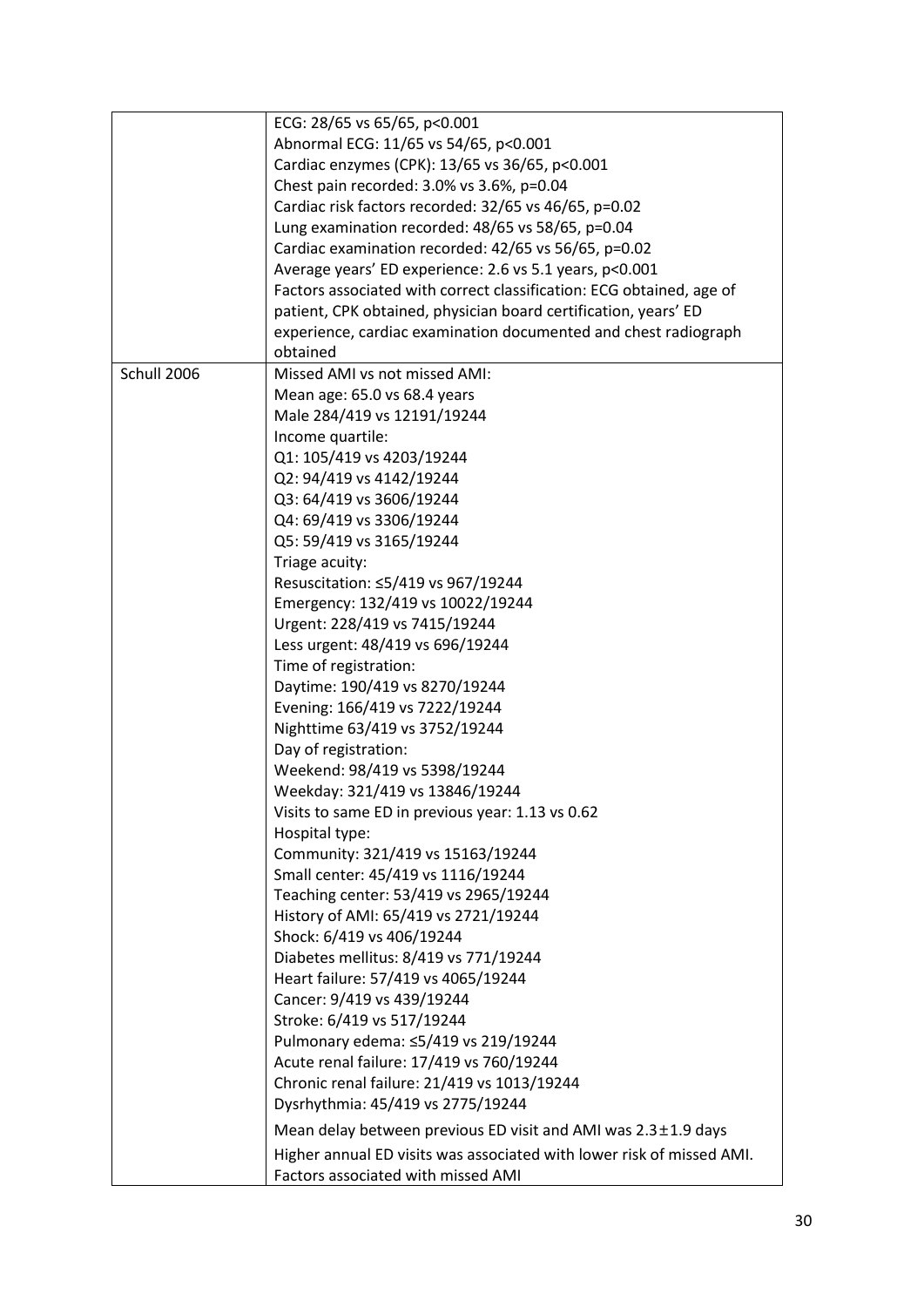| | |
|---|---|
| | ECG: 28/65 vs 65/65, p<0.001<br>Abnormal ECG: 11/65 vs 54/65, p<0.001<br>Cardiac enzymes (CPK): 13/65 vs 36/65, p<0.001<br>Chest pain recorded: 3.0% vs 3.6%, p=0.04<br>Cardiac risk factors recorded: 32/65 vs 46/65, p=0.02<br>Lung examination recorded: 48/65 vs 58/65, p=0.04<br>Cardiac examination recorded: 42/65 vs 56/65, p=0.02<br>Average years' ED experience: 2.6 vs 5.1 years, p<0.001<br>Factors associated with correct classification: ECG obtained, age of patient, CPK obtained, physician board certification, years' ED experience, cardiac examination documented and chest radiograph obtained |
| Schull 2006 | Missed AMI vs not missed AMI:<br>Mean age: 65.0 vs 68.4 years<br>Male 284/419 vs 12191/19244<br>Income quartile:<br>Q1: 105/419 vs 4203/19244<br>Q2: 94/419 vs 4142/19244<br>Q3: 64/419 vs 3606/19244<br>Q4: 69/419 vs 3306/19244<br>Q5: 59/419 vs 3165/19244<br>Triage acuity:<br>Resuscitation: ≤5/419 vs 967/19244<br>Emergency: 132/419 vs 10022/19244<br>Urgent: 228/419 vs 7415/19244<br>Less urgent: 48/419 vs 696/19244<br>Time of registration:<br>Daytime: 190/419 vs 8270/19244<br>Evening: 166/419 vs 7222/19244<br>Nighttime 63/419 vs 3752/19244<br>Day of registration:<br>Weekend: 98/419 vs 5398/19244<br>Weekday: 321/419 vs 13846/19244<br>Visits to same ED in previous year: 1.13 vs 0.62<br>Hospital type:<br>Community: 321/419 vs 15163/19244<br>Small center: 45/419 vs 1116/19244<br>Teaching center: 53/419 vs 2965/19244<br>History of AMI: 65/419 vs 2721/19244<br>Shock: 6/419 vs 406/19244<br>Diabetes mellitus: 8/419 vs 771/19244<br>Heart failure: 57/419 vs 4065/19244<br>Cancer: 9/419 vs 439/19244<br>Stroke: 6/419 vs 517/19244<br>Pulmonary edema: ≤5/419 vs 219/19244<br>Acute renal failure: 17/419 vs 760/19244<br>Chronic renal failure: 21/419 vs 1013/19244<br>Dysrhythmia: 45/419 vs 2775/19244<br>Mean delay between previous ED visit and AMI was 2.3±1.9 days<br>Higher annual ED visits was associated with lower risk of missed AMI.<br>Factors associated with missed AMI |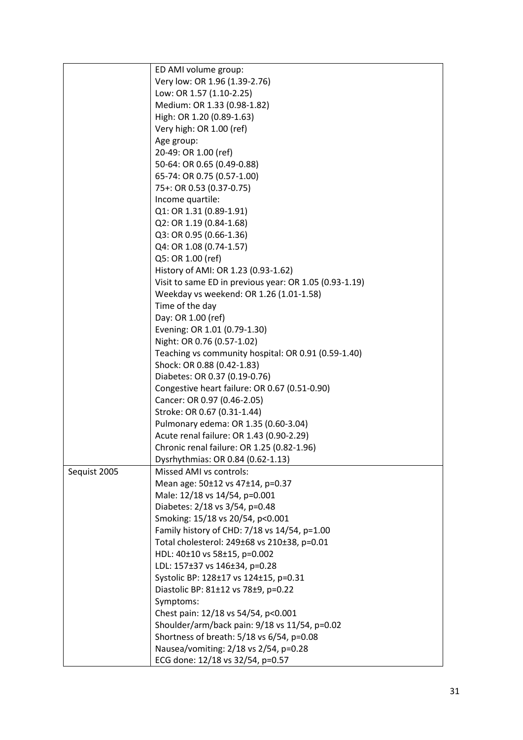| | |
|---|---|
| | ED AMI volume group:<br>Very low: OR 1.96 (1.39-2.76)<br>Low: OR 1.57 (1.10-2.25)<br>Medium: OR 1.33 (0.98-1.82)<br>High: OR 1.20 (0.89-1.63)<br>Very high: OR 1.00 (ref)<br>Age group:<br>20-49: OR 1.00 (ref)<br>50-64: OR 0.65 (0.49-0.88)<br>65-74: OR 0.75 (0.57-1.00)<br>75+: OR 0.53 (0.37-0.75)<br>Income quartile:<br>Q1: OR 1.31 (0.89-1.91)<br>Q2: OR 1.19 (0.84-1.68)<br>Q3: OR 0.95 (0.66-1.36)<br>Q4: OR 1.08 (0.74-1.57)<br>Q5: OR 1.00 (ref)<br>History of AMI: OR 1.23 (0.93-1.62)<br>Visit to same ED in previous year: OR 1.05 (0.93-1.19)<br>Weekday vs weekend: OR 1.26 (1.01-1.58)<br>Time of the day<br>Day: OR 1.00 (ref)<br>Evening: OR 1.01 (0.79-1.30)<br>Night: OR 0.76 (0.57-1.02)<br>Teaching vs community hospital: OR 0.91 (0.59-1.40)<br>Shock: OR 0.88 (0.42-1.83)<br>Diabetes: OR 0.37 (0.19-0.76)<br>Congestive heart failure: OR 0.67 (0.51-0.90)<br>Cancer: OR 0.97 (0.46-2.05)<br>Stroke: OR 0.67 (0.31-1.44)<br>Pulmonary edema: OR 1.35 (0.60-3.04)<br>Acute renal failure: OR 1.43 (0.90-2.29)<br>Chronic renal failure: OR 1.25 (0.82-1.96)<br>Dysrhythmias: OR 0.84 (0.62-1.13) |
| Sequist 2005 | Missed AMI vs controls:<br>Mean age: 50±12 vs 47±14, p=0.37<br>Male: 12/18 vs 14/54, p=0.001<br>Diabetes: 2/18 vs 3/54, p=0.48<br>Smoking: 15/18 vs 20/54, p<0.001<br>Family history of CHD: 7/18 vs 14/54, p=1.00<br>Total cholesterol: 249±68 vs 210±38, p=0.01<br>HDL: 40±10 vs 58±15, p=0.002<br>LDL: 157±37 vs 146±34, p=0.28<br>Systolic BP: 128±17 vs 124±15, p=0.31<br>Diastolic BP: 81±12 vs 78±9, p=0.22<br>Symptoms:<br>Chest pain: 12/18 vs 54/54, p<0.001<br>Shoulder/arm/back pain: 9/18 vs 11/54, p=0.02<br>Shortness of breath: 5/18 vs 6/54, p=0.08<br>Nausea/vomiting: 2/18 vs 2/54, p=0.28<br>ECG done: 12/18 vs 32/54, p=0.57 |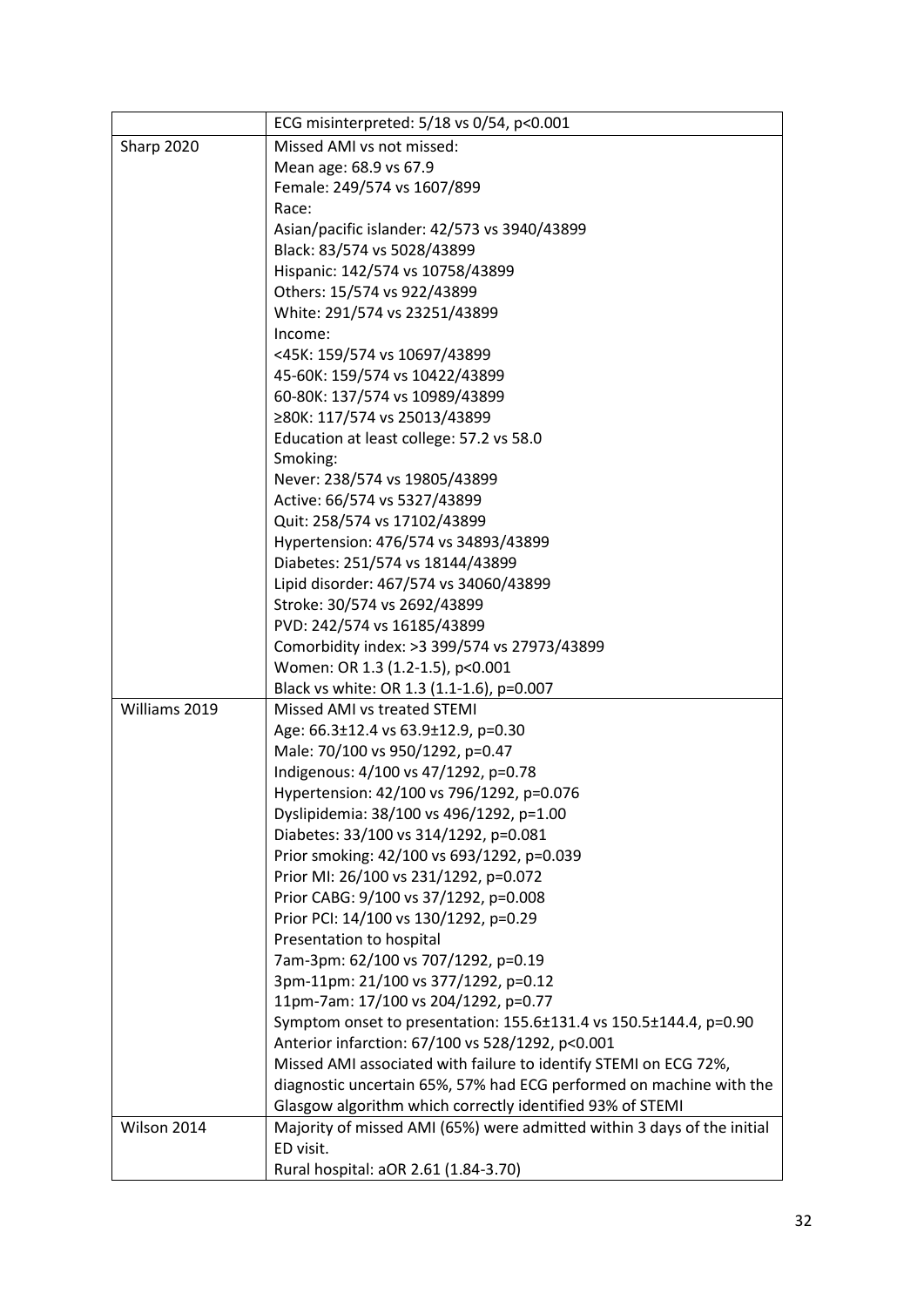| | |
|---|---|
| | ECG misinterpreted: 5/18 vs 0/54, p<0.001 |
| Sharp 2020 | Missed AMI vs not missed:<br>Mean age: 68.9 vs 67.9<br>Female: 249/574 vs 1607/899<br>Race:<br>Asian/pacific islander: 42/573 vs 3940/43899<br>Black: 83/574 vs 5028/43899<br>Hispanic: 142/574 vs 10758/43899<br>Others: 15/574 vs 922/43899<br>White: 291/574 vs 23251/43899<br>Income:<br><45K: 159/574 vs 10697/43899<br>45-60K: 159/574 vs 10422/43899<br>60-80K: 137/574 vs 10989/43899<br>≥80K: 117/574 vs 25013/43899<br>Education at least college: 57.2 vs 58.0<br>Smoking:<br>Never: 238/574 vs 19805/43899<br>Active: 66/574 vs 5327/43899<br>Quit: 258/574 vs 17102/43899<br>Hypertension: 476/574 vs 34893/43899<br>Diabetes: 251/574 vs 18144/43899<br>Lipid disorder: 467/574 vs 34060/43899<br>Stroke: 30/574 vs 2692/43899<br>PVD: 242/574 vs 16185/43899<br>Comorbidity index: >3 399/574 vs 27973/43899<br>Women: OR 1.3 (1.2-1.5), p<0.001<br>Black vs white: OR 1.3 (1.1-1.6), p=0.007 |
| Williams 2019 | Missed AMI vs treated STEMI<br>Age: 66.3±12.4 vs 63.9±12.9, p=0.30<br>Male: 70/100 vs 950/1292, p=0.47<br>Indigenous: 4/100 vs 47/1292, p=0.78<br>Hypertension: 42/100 vs 796/1292, p=0.076<br>Dyslipidemia: 38/100 vs 496/1292, p=1.00<br>Diabetes: 33/100 vs 314/1292, p=0.081<br>Prior smoking: 42/100 vs 693/1292, p=0.039<br>Prior MI: 26/100 vs 231/1292, p=0.072<br>Prior CABG: 9/100 vs 37/1292, p=0.008<br>Prior PCI: 14/100 vs 130/1292, p=0.29<br>Presentation to hospital<br>7am-3pm: 62/100 vs 707/1292, p=0.19<br>3pm-11pm: 21/100 vs 377/1292, p=0.12<br>11pm-7am: 17/100 vs 204/1292, p=0.77<br>Symptom onset to presentation: 155.6±131.4 vs 150.5±144.4, p=0.90<br>Anterior infarction: 67/100 vs 528/1292, p<0.001<br>Missed AMI associated with failure to identify STEMI on ECG 72%, diagnostic uncertain 65%, 57% had ECG performed on machine with the Glasgow algorithm which correctly identified 93% of STEMI |
| Wilson 2014 | Majority of missed AMI (65%) were admitted within 3 days of the initial ED visit.<br>Rural hospital: aOR 2.61 (1.84-3.70) |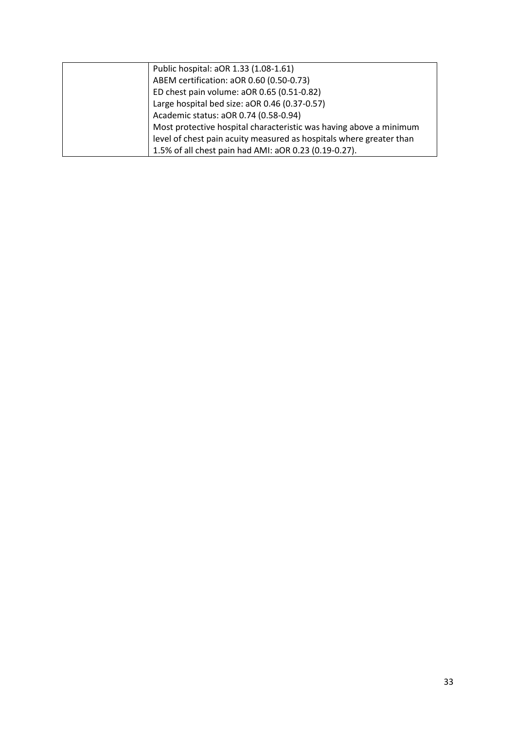| | |
|---|---|
| | Public hospital: aOR 1.33 (1.08-1.61)<br>ABEM certification: aOR 0.60 (0.50-0.73)<br>ED chest pain volume: aOR 0.65 (0.51-0.82)<br>Large hospital bed size: aOR 0.46 (0.37-0.57)<br>Academic status: aOR 0.74 (0.58-0.94)<br>Most protective hospital characteristic was having above a minimum level of chest pain acuity measured as hospitals where greater than 1.5% of all chest pain had AMI: aOR 0.23 (0.19-0.27). |